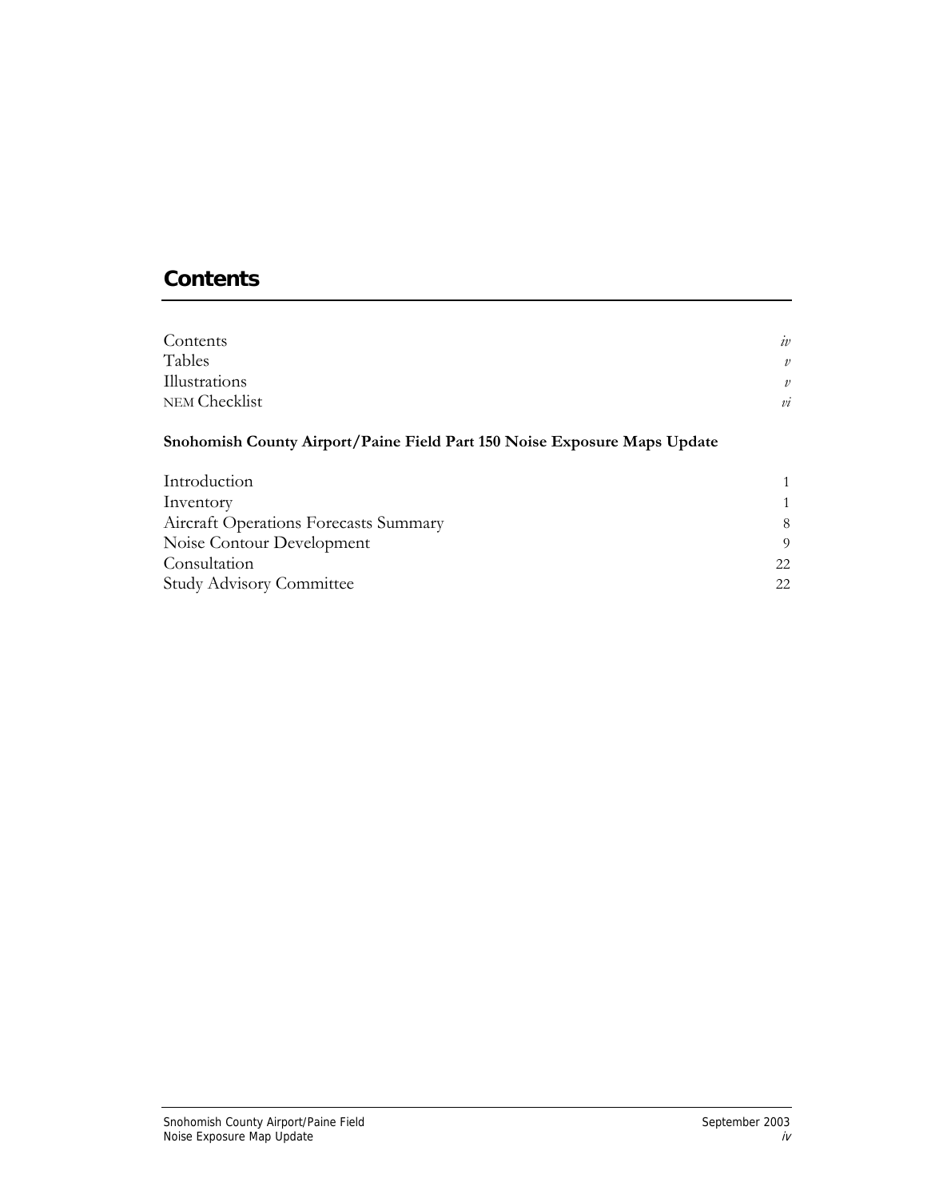# Contents

| | |
|---|---|
| Contents | *iv* |
| Tables | *v* |
| Illustrations | *v* |
| NEM Checklist | *vi* |

**Snohomish County Airport/Paine Field Part 150 Noise Exposure Maps Update**

| | |
|---|---|
| Introduction | 1 |
| Inventory | 1 |
| Aircraft Operations Forecasts Summary | 8 |
| Noise Contour Development | 9 |
| Consultation | 22 |
| Study Advisory Committee | 22 |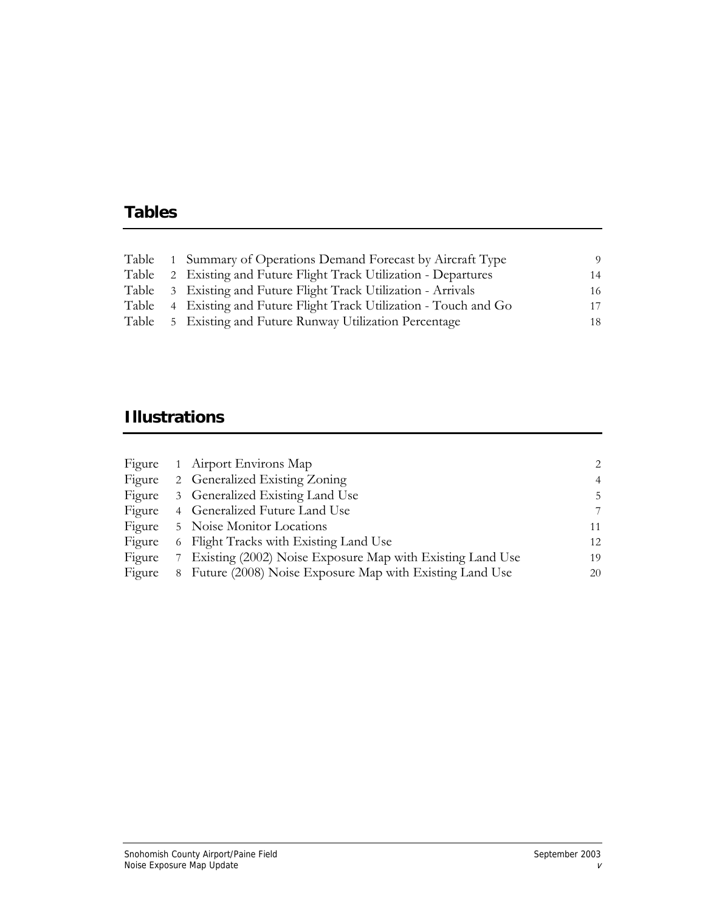## Tables

| | | | |
|---|---|---|---|
| Table | 1 | Summary of Operations Demand Forecast by Aircraft Type | 9 |
| Table | 2 | Existing and Future Flight Track Utilization - Departures | 14 |
| Table | 3 | Existing and Future Flight Track Utilization - Arrivals | 16 |
| Table | 4 | Existing and Future Flight Track Utilization - Touch and Go | 17 |
| Table | 5 | Existing and Future Runway Utilization Percentage | 18 |

## Illustrations

| | | | |
|---|---|---|---|
| Figure | 1 | Airport Environs Map | 2 |
| Figure | 2 | Generalized Existing Zoning | 4 |
| Figure | 3 | Generalized Existing Land Use | 5 |
| Figure | 4 | Generalized Future Land Use | 7 |
| Figure | 5 | Noise Monitor Locations | 11 |
| Figure | 6 | Flight Tracks with Existing Land Use | 12 |
| Figure | 7 | Existing (2002) Noise Exposure Map with Existing Land Use | 19 |
| Figure | 8 | Future (2008) Noise Exposure Map with Existing Land Use | 20 |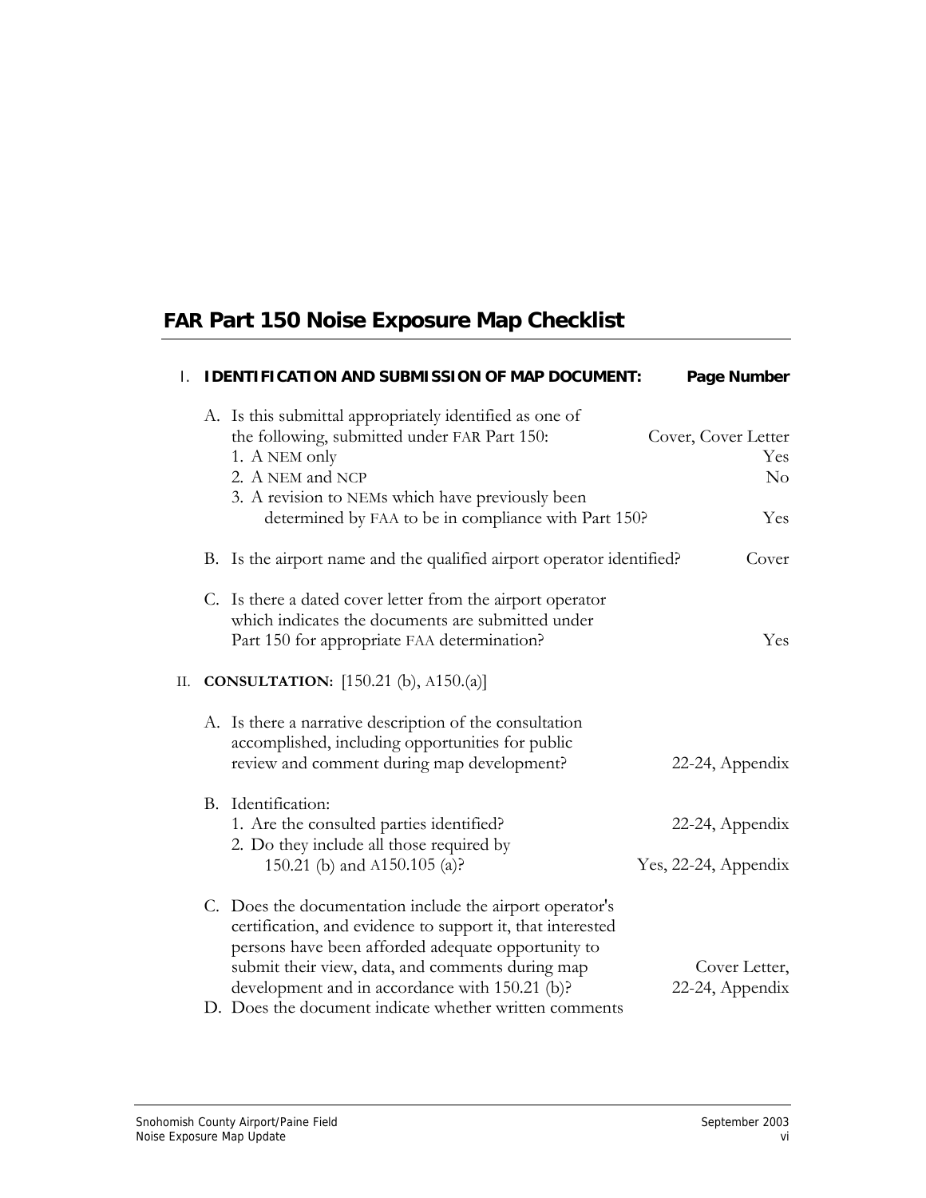## FAR Part 150 Noise Exposure Map Checklist

| | Page Number |
|---|---|
| **I. IDENTIFICATION AND SUBMISSION OF MAP DOCUMENT:** | |
| A. Is this submittal appropriately identified as one of the following, submitted under FAR Part 150: | Cover, Cover Letter |
| 1. A NEM only | Yes |
| 2. A NEM and NCP | No |
| 3. A revision to NEMs which have previously been determined by FAA to be in compliance with Part 150? | Yes |
| B. Is the airport name and the qualified airport operator identified? | Cover |
| C. Is there a dated cover letter from the airport operator which indicates the documents are submitted under Part 150 for appropriate FAA determination? | Yes |
| **II. CONSULTATION:** [150.21 (b), A150.(a)] | |
| A. Is there a narrative description of the consultation accomplished, including opportunities for public review and comment during map development? | 22-24, Appendix |
| B. Identification: | |
| 1. Are the consulted parties identified? | 22-24, Appendix |
| 2. Do they include all those required by 150.21 (b) and A150.105 (a)? | Yes, 22-24, Appendix |
| C. Does the documentation include the airport operator's certification, and evidence to support it, that interested persons have been afforded adequate opportunity to submit their view, data, and comments during map development and in accordance with 150.21 (b)? | Cover Letter, 22-24, Appendix |
| D. Does the document indicate whether written comments | |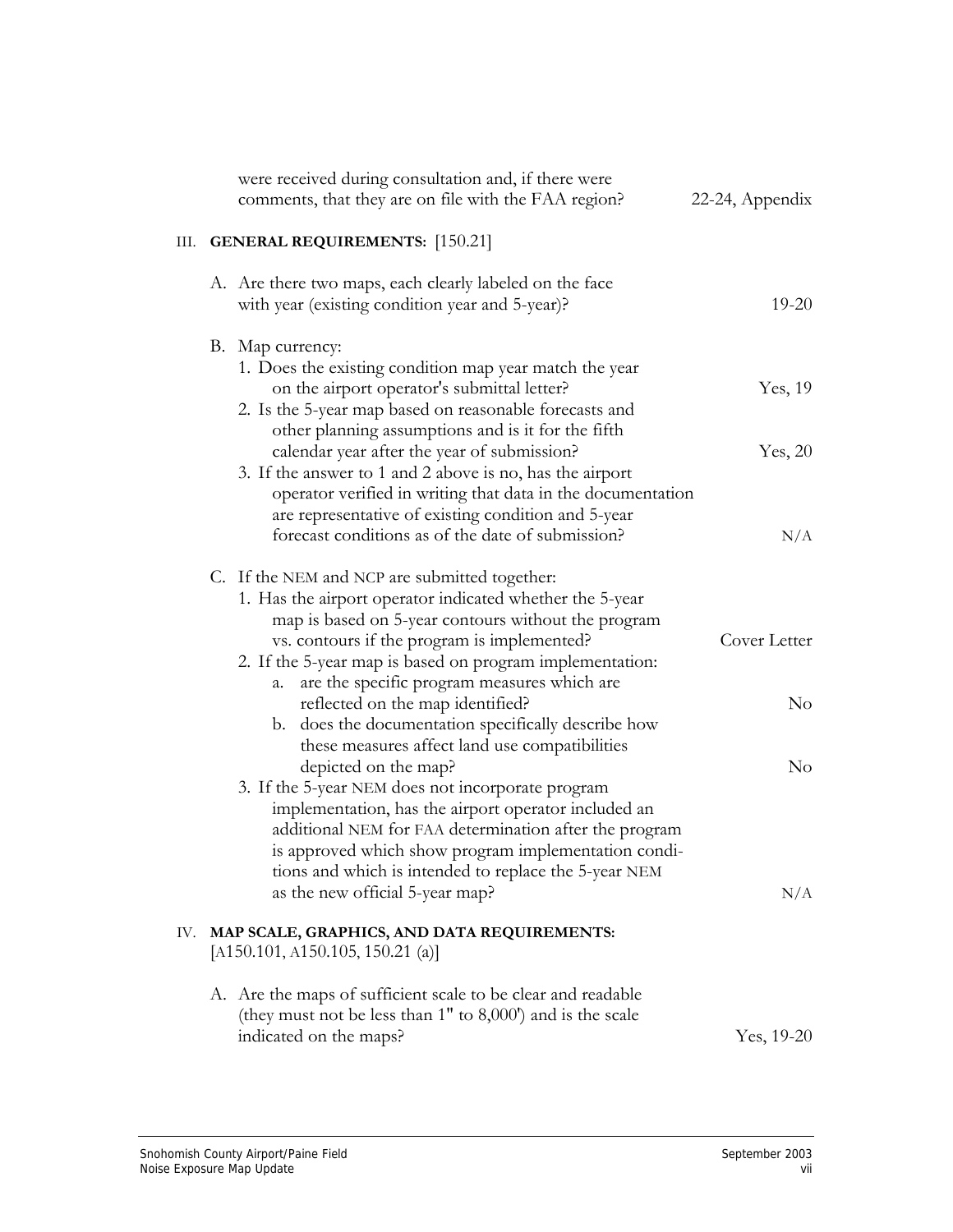were received during consultation and, if there were comments, that they are on file with the FAA region? 22-24, Appendix

III. **GENERAL REQUIREMENTS:** [150.21]

A. Are there two maps, each clearly labeled on the face with year (existing condition year and 5-year)? 19-20

B. Map currency:

1. Does the existing condition map year match the year on the airport operator's submittal letter? Yes, 19
2. Is the 5-year map based on reasonable forecasts and other planning assumptions and is it for the fifth calendar year after the year of submission? Yes, 20
3. If the answer to 1 and 2 above is no, has the airport operator verified in writing that data in the documentation are representative of existing condition and 5-year forecast conditions as of the date of submission? N/A

C. If the NEM and NCP are submitted together:

1. Has the airport operator indicated whether the 5-year map is based on 5-year contours without the program vs. contours if the program is implemented? Cover Letter
2. If the 5-year map is based on program implementation:
   a. are the specific program measures which are reflected on the map identified? No
   b. does the documentation specifically describe how these measures affect land use compatibilities depicted on the map? No
3. If the 5-year NEM does not incorporate program implementation, has the airport operator included an additional NEM for FAA determination after the program is approved which show program implementation conditions and which is intended to replace the 5-year NEM as the new official 5-year map? N/A

IV. **MAP SCALE, GRAPHICS, AND DATA REQUIREMENTS:** [A150.101, A150.105, 150.21 (a)]

A. Are the maps of sufficient scale to be clear and readable (they must not be less than 1" to 8,000') and is the scale indicated on the maps? Yes, 19-20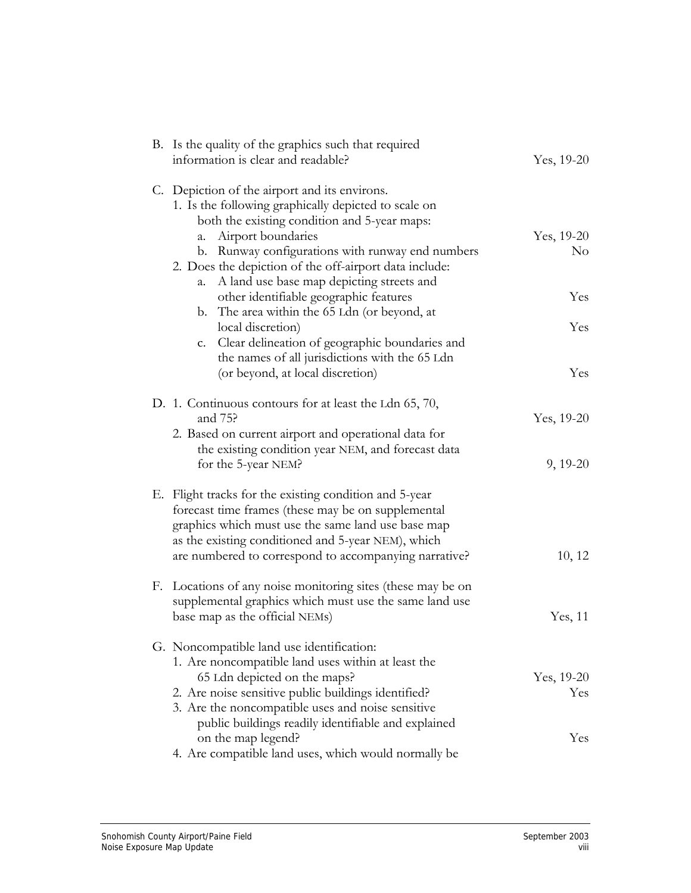B. Is the quality of the graphics such that required information is clear and readable? — Yes, 19-20

C. Depiction of the airport and its environs.
   1. Is the following graphically depicted to scale on both the existing condition and 5-year maps:
      a. Airport boundaries — Yes, 19-20
      b. Runway configurations with runway end numbers — No
   2. Does the depiction of the off-airport data include:
      a. A land use base map depicting streets and other identifiable geographic features — Yes
      b. The area within the 65 Ldn (or beyond, at local discretion) — Yes
      c. Clear delineation of geographic boundaries and the names of all jurisdictions with the 65 Ldn (or beyond, at local discretion) — Yes

D. 1. Continuous contours for at least the Ldn 65, 70, and 75? — Yes, 19-20
   2. Based on current airport and operational data for the existing condition year NEM, and forecast data for the 5-year NEM? — 9, 19-20

E. Flight tracks for the existing condition and 5-year forecast time frames (these may be on supplemental graphics which must use the same land use base map as the existing conditioned and 5-year NEM), which are numbered to correspond to accompanying narrative? — 10, 12

F. Locations of any noise monitoring sites (these may be on supplemental graphics which must use the same land use base map as the official NEMs) — Yes, 11

G. Noncompatible land use identification:
   1. Are noncompatible land uses within at least the 65 Ldn depicted on the maps? — Yes, 19-20
   2. Are noise sensitive public buildings identified? — Yes
   3. Are the noncompatible uses and noise sensitive public buildings readily identifiable and explained on the map legend? — Yes
   4. Are compatible land uses, which would normally be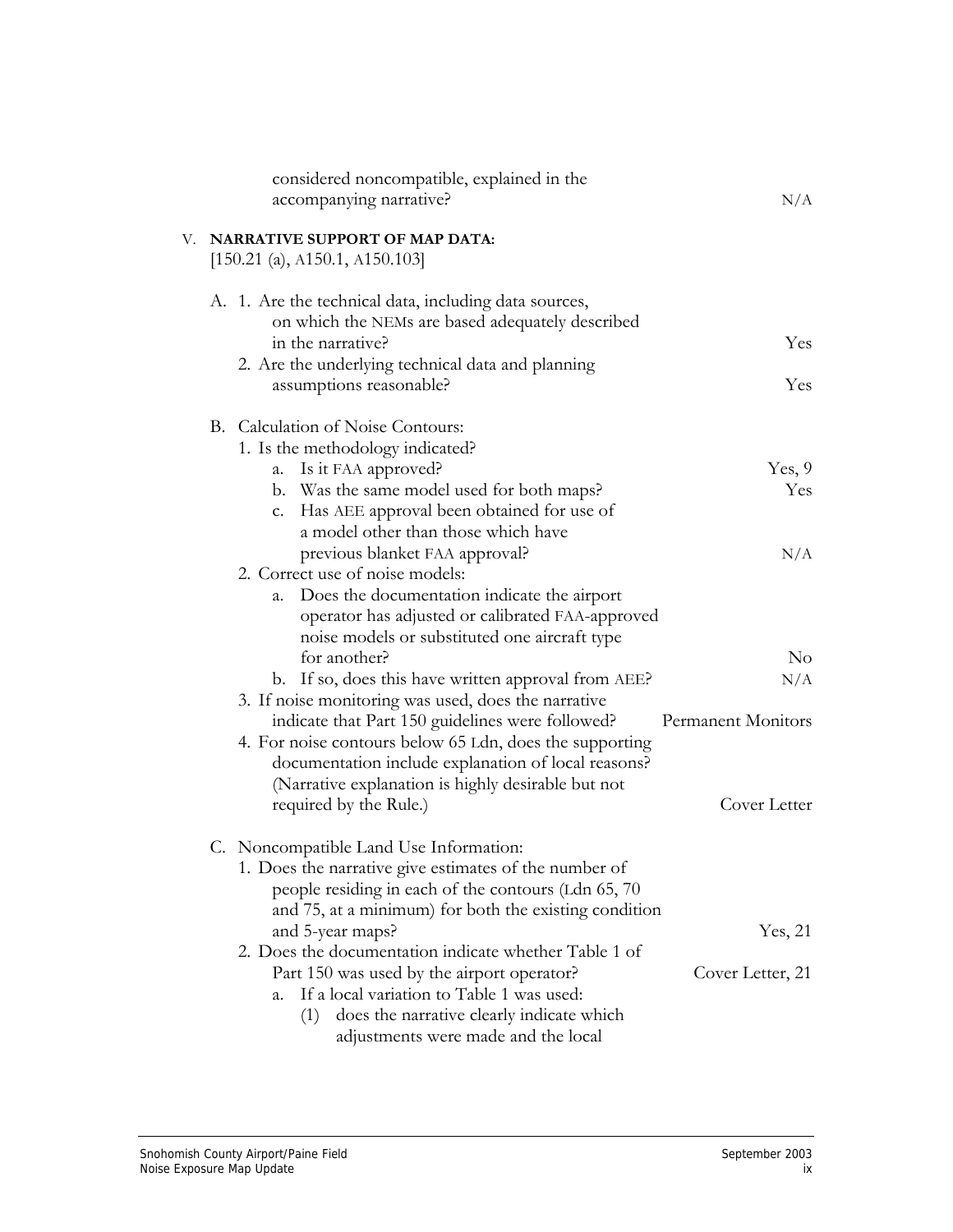considered noncompatible, explained in the accompanying narrative? N/A

V. **NARRATIVE SUPPORT OF MAP DATA:**
[150.21 (a), A150.1, A150.103]

A. 1. Are the technical data, including data sources, on which the NEMs are based adequately described in the narrative? Yes

2. Are the underlying technical data and planning assumptions reasonable? Yes

B. Calculation of Noise Contours:

1. Is the methodology indicated?
   a. Is it FAA approved? Yes, 9
   b. Was the same model used for both maps? Yes
   c. Has AEE approval been obtained for use of a model other than those which have previous blanket FAA approval? N/A
2. Correct use of noise models:
   a. Does the documentation indicate the airport operator has adjusted or calibrated FAA-approved noise models or substituted one aircraft type for another? No
   b. If so, does this have written approval from AEE? N/A
3. If noise monitoring was used, does the narrative indicate that Part 150 guidelines were followed? Permanent Monitors
4. For noise contours below 65 Ldn, does the supporting documentation include explanation of local reasons? (Narrative explanation is highly desirable but not required by the Rule.) Cover Letter

C. Noncompatible Land Use Information:

1. Does the narrative give estimates of the number of people residing in each of the contours (Ldn 65, 70 and 75, at a minimum) for both the existing condition and 5-year maps? Yes, 21
2. Does the documentation indicate whether Table 1 of Part 150 was used by the airport operator? Cover Letter, 21
   a. If a local variation to Table 1 was used:
      (1) does the narrative clearly indicate which adjustments were made and the local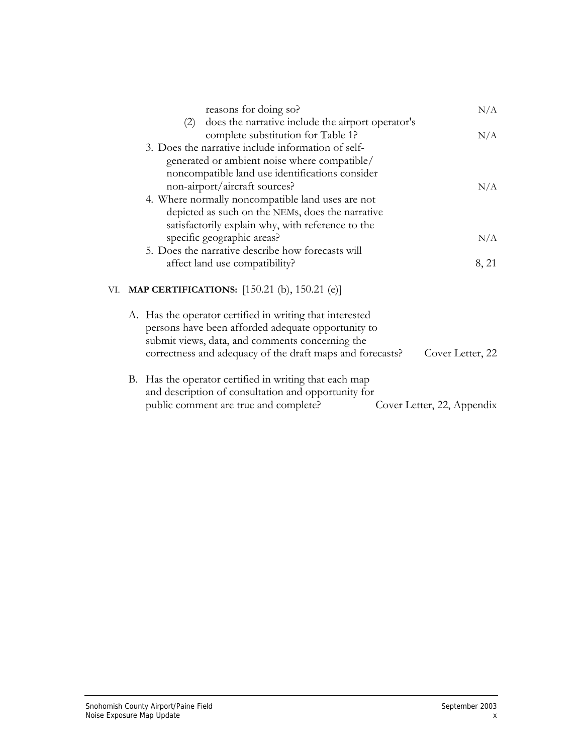reasons for doing so? N/A

(2) does the narrative include the airport operator's complete substitution for Table 1? N/A

3. Does the narrative include information of self-generated or ambient noise where compatible/ noncompatible land use identifications consider non-airport/aircraft sources? N/A

4. Where normally noncompatible land uses are not depicted as such on the NEMs, does the narrative satisfactorily explain why, with reference to the specific geographic areas? N/A

5. Does the narrative describe how forecasts will affect land use compatibility? 8, 21

VI. **MAP CERTIFICATIONS:** [150.21 (b), 150.21 (e)]

A. Has the operator certified in writing that interested persons have been afforded adequate opportunity to submit views, data, and comments concerning the correctness and adequacy of the draft maps and forecasts? Cover Letter, 22

B. Has the operator certified in writing that each map and description of consultation and opportunity for public comment are true and complete? Cover Letter, 22, Appendix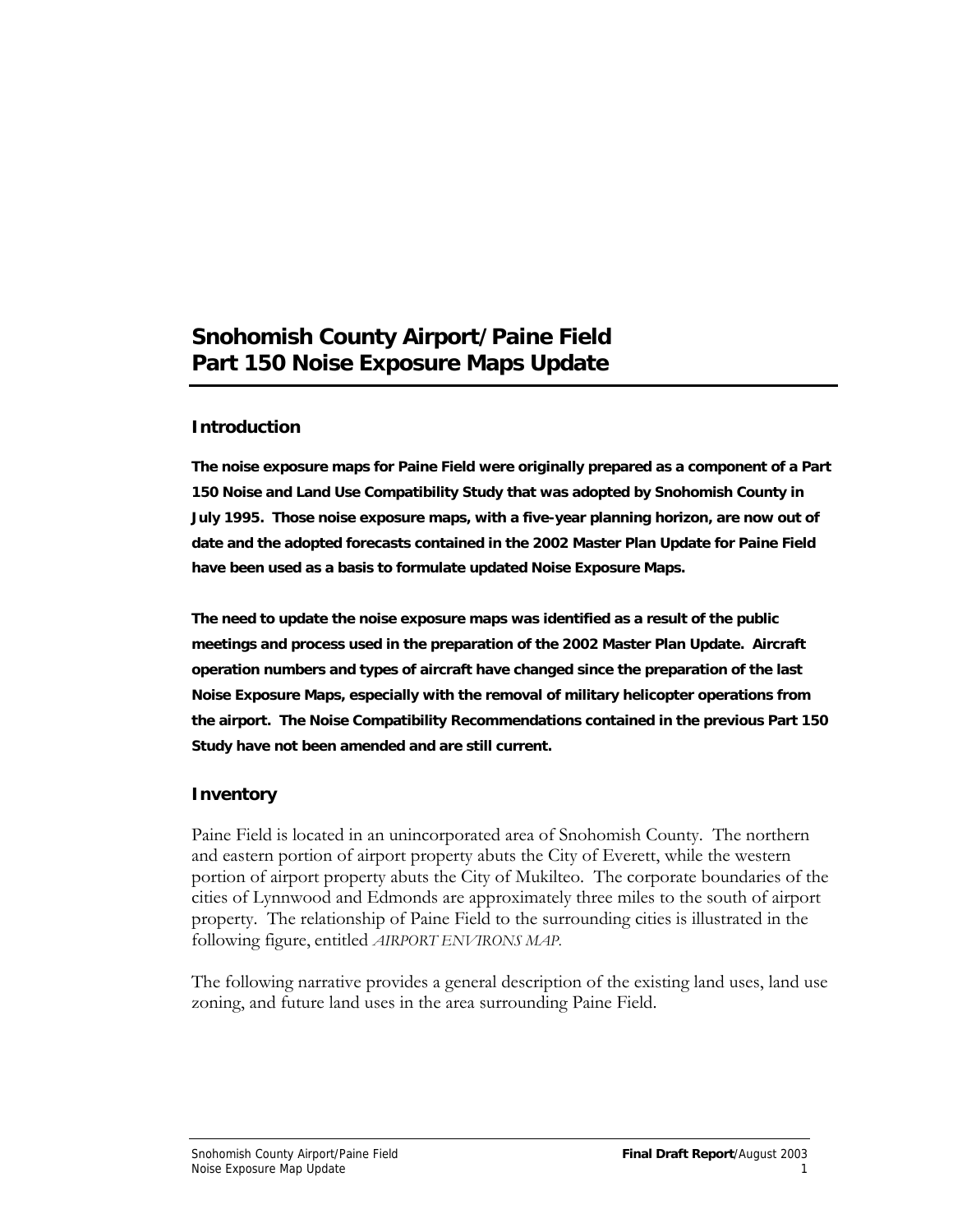# Snohomish County Airport/Paine Field
# Part 150 Noise Exposure Maps Update

## Introduction

**The noise exposure maps for Paine Field were originally prepared as a component of a Part 150 Noise and Land Use Compatibility Study that was adopted by Snohomish County in July 1995. Those noise exposure maps, with a five-year planning horizon, are now out of date and the adopted forecasts contained in the 2002 Master Plan Update for Paine Field have been used as a basis to formulate updated Noise Exposure Maps.**

**The need to update the noise exposure maps was identified as a result of the public meetings and process used in the preparation of the 2002 Master Plan Update. Aircraft operation numbers and types of aircraft have changed since the preparation of the last Noise Exposure Maps, especially with the removal of military helicopter operations from the airport. The Noise Compatibility Recommendations contained in the previous Part 150 Study have not been amended and are still current.**

## Inventory

Paine Field is located in an unincorporated area of Snohomish County. The northern and eastern portion of airport property abuts the City of Everett, while the western portion of airport property abuts the City of Mukilteo. The corporate boundaries of the cities of Lynnwood and Edmonds are approximately three miles to the south of airport property. The relationship of Paine Field to the surrounding cities is illustrated in the following figure, entitled *AIRPORT ENVIRONS MAP.*

The following narrative provides a general description of the existing land uses, land use zoning, and future land uses in the area surrounding Paine Field.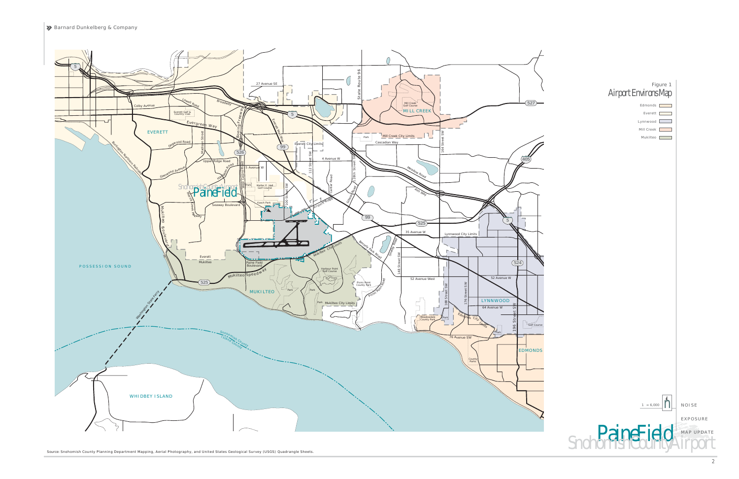Barnard Dunkelberg & Company

Figure 1

# Airport Environs Map

- Edmonds
- Everett
- Lynnwood
- Mill Creek
- Mukilteo

1" = 6,000'

NOISE EXPOSURE MAP UPDATE

Paine Field Snohomish County Airport

Source: Snohomish County Planning Department Mapping, Aerial Photography, and United States Geological Survey (USGS) Quadrangle Sheets.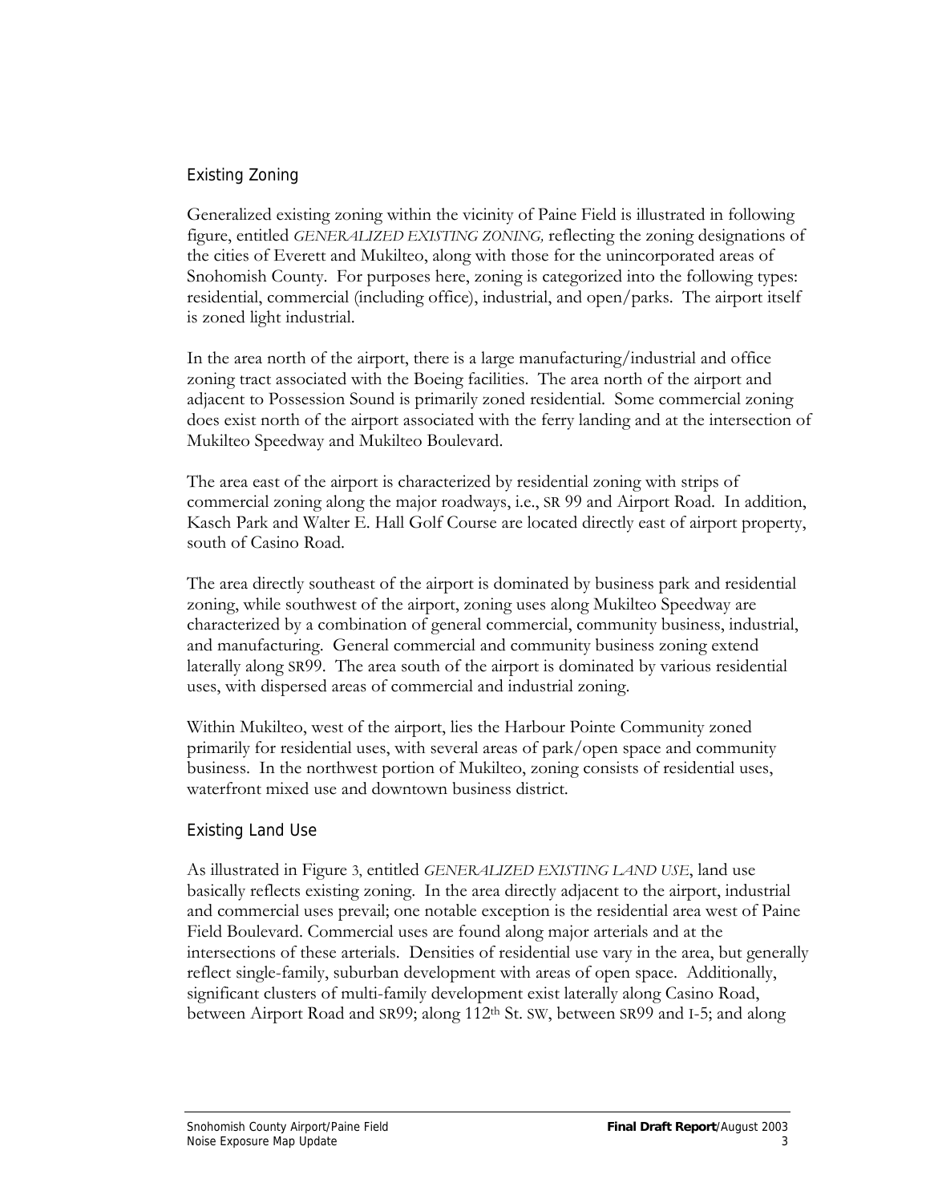## Existing Zoning

Generalized existing zoning within the vicinity of Paine Field is illustrated in following figure, entitled *GENERALIZED EXISTING ZONING,* reflecting the zoning designations of the cities of Everett and Mukilteo, along with those for the unincorporated areas of Snohomish County. For purposes here, zoning is categorized into the following types: residential, commercial (including office), industrial, and open/parks. The airport itself is zoned light industrial.

In the area north of the airport, there is a large manufacturing/industrial and office zoning tract associated with the Boeing facilities. The area north of the airport and adjacent to Possession Sound is primarily zoned residential. Some commercial zoning does exist north of the airport associated with the ferry landing and at the intersection of Mukilteo Speedway and Mukilteo Boulevard.

The area east of the airport is characterized by residential zoning with strips of commercial zoning along the major roadways, i.e., SR 99 and Airport Road. In addition, Kasch Park and Walter E. Hall Golf Course are located directly east of airport property, south of Casino Road.

The area directly southeast of the airport is dominated by business park and residential zoning, while southwest of the airport, zoning uses along Mukilteo Speedway are characterized by a combination of general commercial, community business, industrial, and manufacturing. General commercial and community business zoning extend laterally along SR99. The area south of the airport is dominated by various residential uses, with dispersed areas of commercial and industrial zoning.

Within Mukilteo, west of the airport, lies the Harbour Pointe Community zoned primarily for residential uses, with several areas of park/open space and community business. In the northwest portion of Mukilteo, zoning consists of residential uses, waterfront mixed use and downtown business district.

## Existing Land Use

As illustrated in Figure 3, entitled *GENERALIZED EXISTING LAND USE*, land use basically reflects existing zoning. In the area directly adjacent to the airport, industrial and commercial uses prevail; one notable exception is the residential area west of Paine Field Boulevard. Commercial uses are found along major arterials and at the intersections of these arterials. Densities of residential use vary in the area, but generally reflect single-family, suburban development with areas of open space. Additionally, significant clusters of multi-family development exist laterally along Casino Road, between Airport Road and SR99; along 112th St. SW, between SR99 and I-5; and along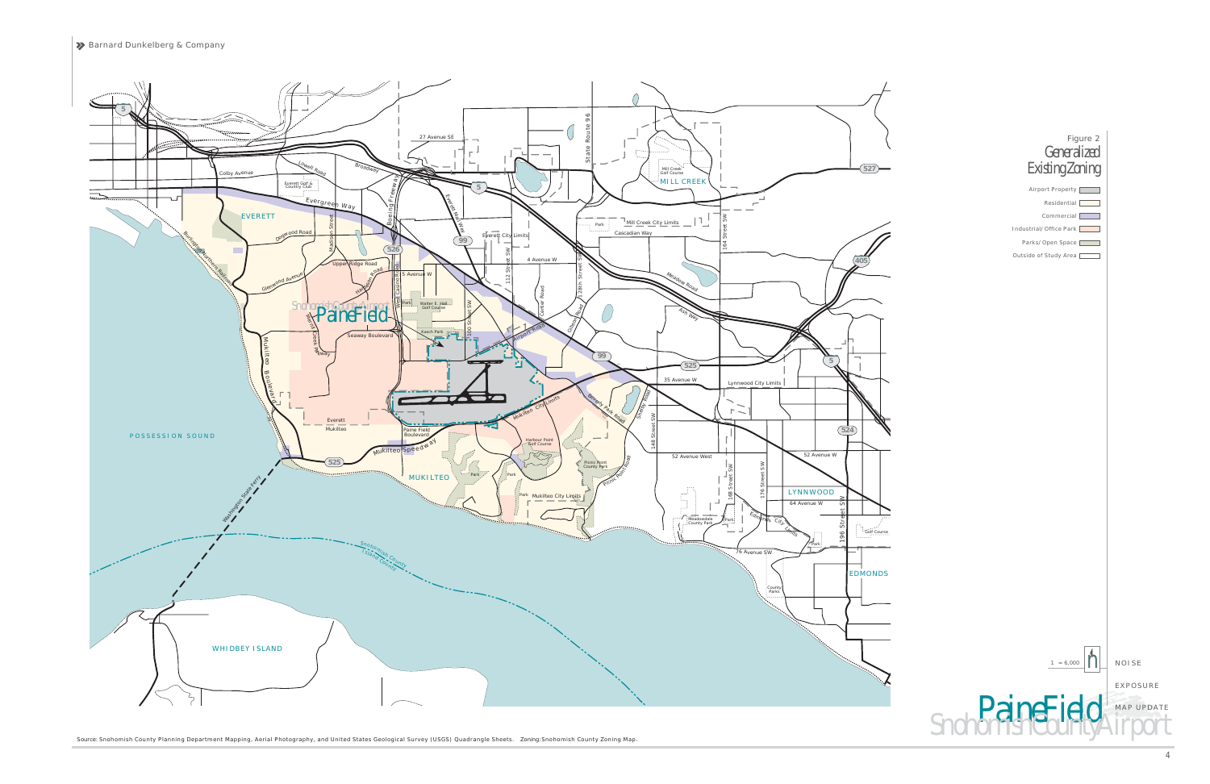# Figure 2
## Generalized Existing Zoning

- Airport Property
- Residential
- Commercial
- Industrial/Office Park
- Parks/Open Space
- Outside of Study Area

1" = 6,000'

Paine Field Snohomish County Airport

NOISE EXPOSURE MAP UPDATE

Source: Snohomish County Planning Department Mapping, Aerial Photography, and United States Geological Survey (USGS) Quadrangle Sheets. Zoning:Snohomish County Zoning Map.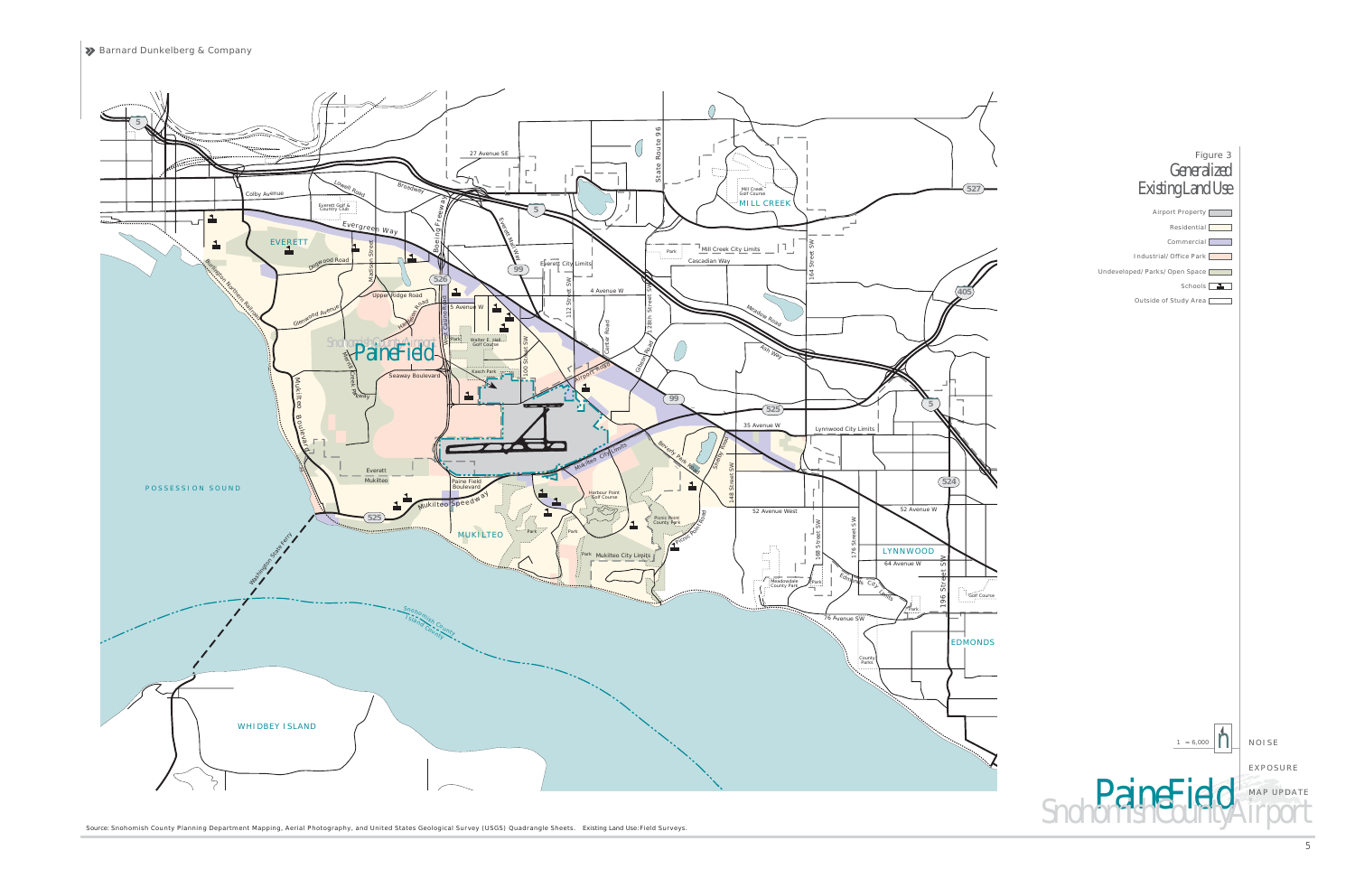# Figure 3
## Generalized Existing Land Use

- Airport Property
- Residential
- Commercial
- Industrial/Office Park
- Undeveloped/Parks/Open Space
- Schools
- Outside of Study Area

1" = 6,000'

Source: Snohomish County Planning Department Mapping, Aerial Photography, and United States Geological Survey (USGS) Quadrangle Sheets. Existing Land Use: Field Surveys.

Paine Field
Snohomish County Airport

NOISE EXPOSURE MAP UPDATE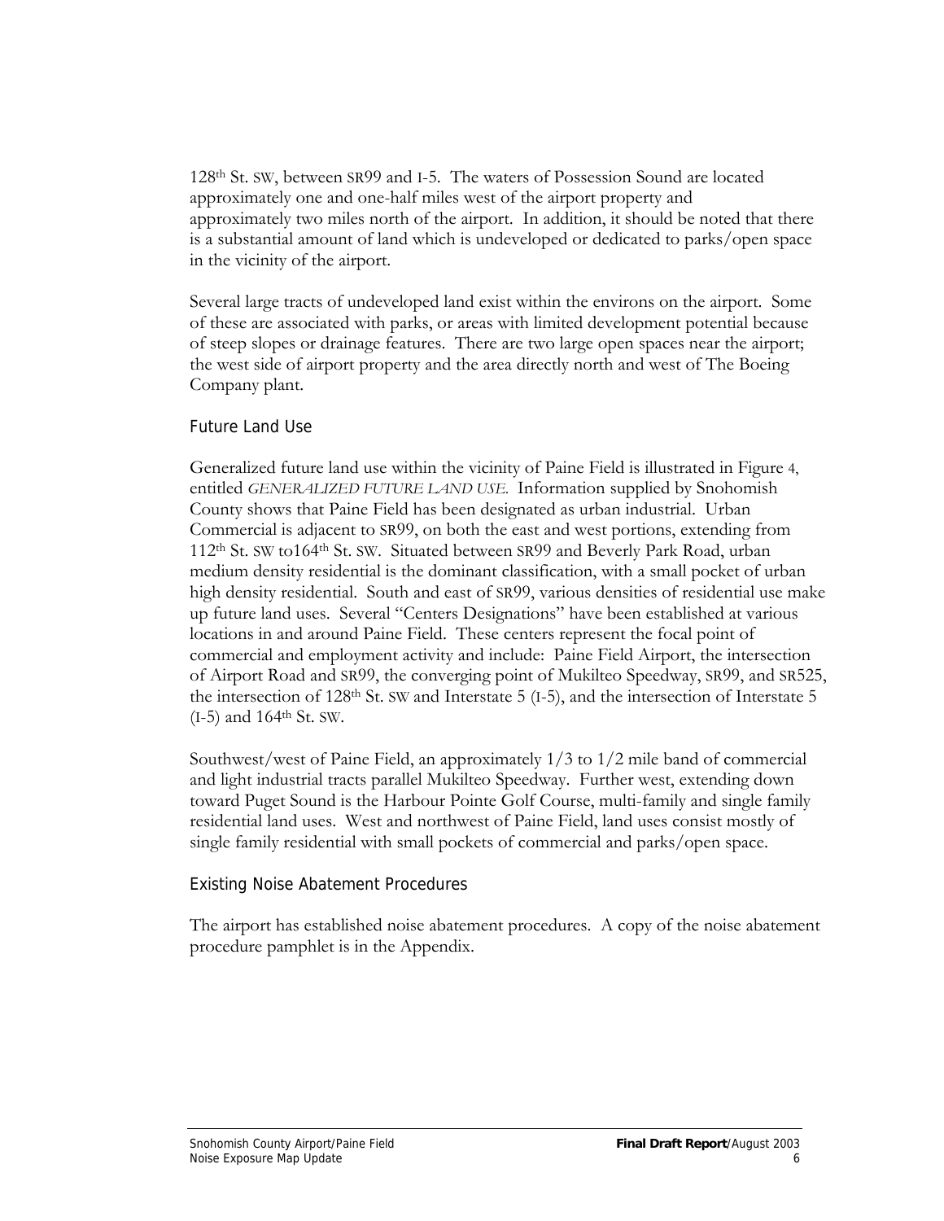128th St. SW, between SR99 and I-5. The waters of Possession Sound are located approximately one and one-half miles west of the airport property and approximately two miles north of the airport. In addition, it should be noted that there is a substantial amount of land which is undeveloped or dedicated to parks/open space in the vicinity of the airport.

Several large tracts of undeveloped land exist within the environs on the airport. Some of these are associated with parks, or areas with limited development potential because of steep slopes or drainage features. There are two large open spaces near the airport; the west side of airport property and the area directly north and west of The Boeing Company plant.

### Future Land Use

Generalized future land use within the vicinity of Paine Field is illustrated in Figure 4, entitled *GENERALIZED FUTURE LAND USE.* Information supplied by Snohomish County shows that Paine Field has been designated as urban industrial. Urban Commercial is adjacent to SR99, on both the east and west portions, extending from 112th St. SW to164th St. SW. Situated between SR99 and Beverly Park Road, urban medium density residential is the dominant classification, with a small pocket of urban high density residential. South and east of SR99, various densities of residential use make up future land uses. Several "Centers Designations" have been established at various locations in and around Paine Field. These centers represent the focal point of commercial and employment activity and include: Paine Field Airport, the intersection of Airport Road and SR99, the converging point of Mukilteo Speedway, SR99, and SR525, the intersection of 128th St. SW and Interstate 5 (I-5), and the intersection of Interstate 5 (I-5) and 164th St. SW.

Southwest/west of Paine Field, an approximately 1/3 to 1/2 mile band of commercial and light industrial tracts parallel Mukilteo Speedway. Further west, extending down toward Puget Sound is the Harbour Pointe Golf Course, multi-family and single family residential land uses. West and northwest of Paine Field, land uses consist mostly of single family residential with small pockets of commercial and parks/open space.

### Existing Noise Abatement Procedures

The airport has established noise abatement procedures. A copy of the noise abatement procedure pamphlet is in the Appendix.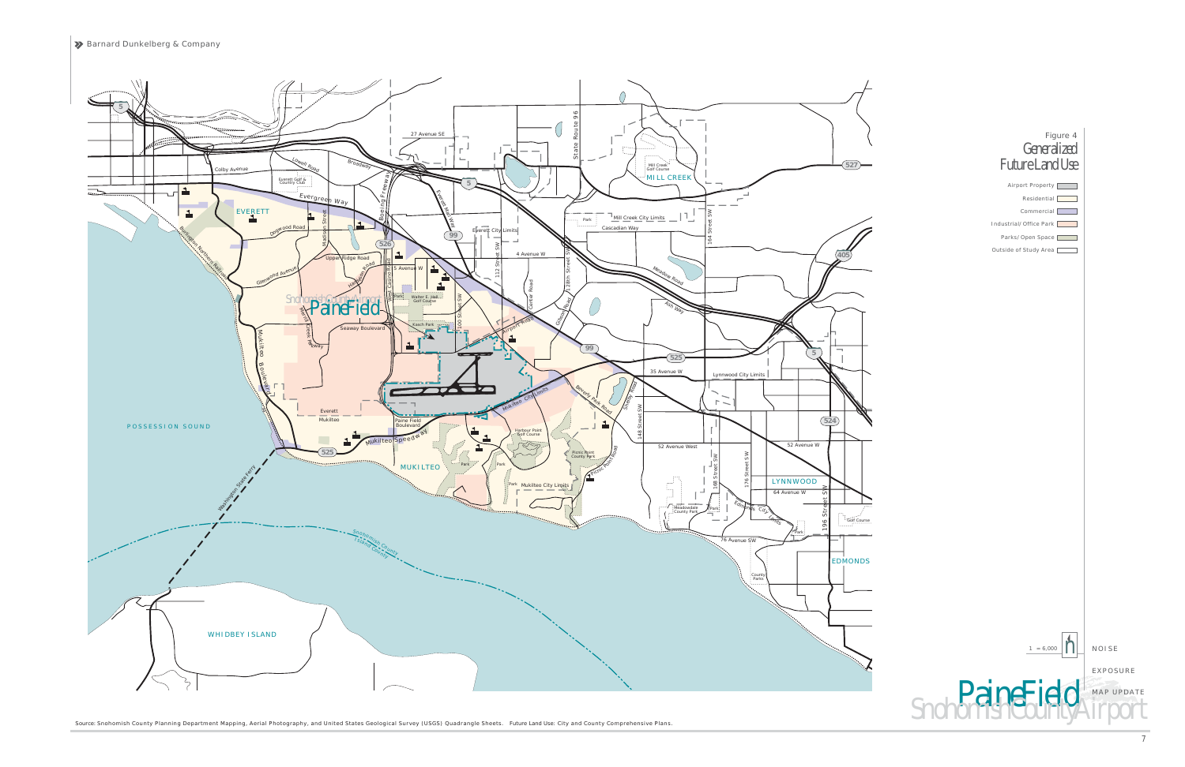# Figure 4
## Generalized Future Land Use

- Airport Property
- Residential
- Commercial
- Industrial/Office Park
- Parks/Open Space
- Outside of Study Area

1" = 6,000'

NOISE EXPOSURE MAP UPDATE

Paine Field
Snohomish County Airport

Source: Snohomish County Planning Department Mapping, Aerial Photography, and United States Geological Survey (USGS) Quadrangle Sheets. Future Land Use: City and County Comprehensive Plans.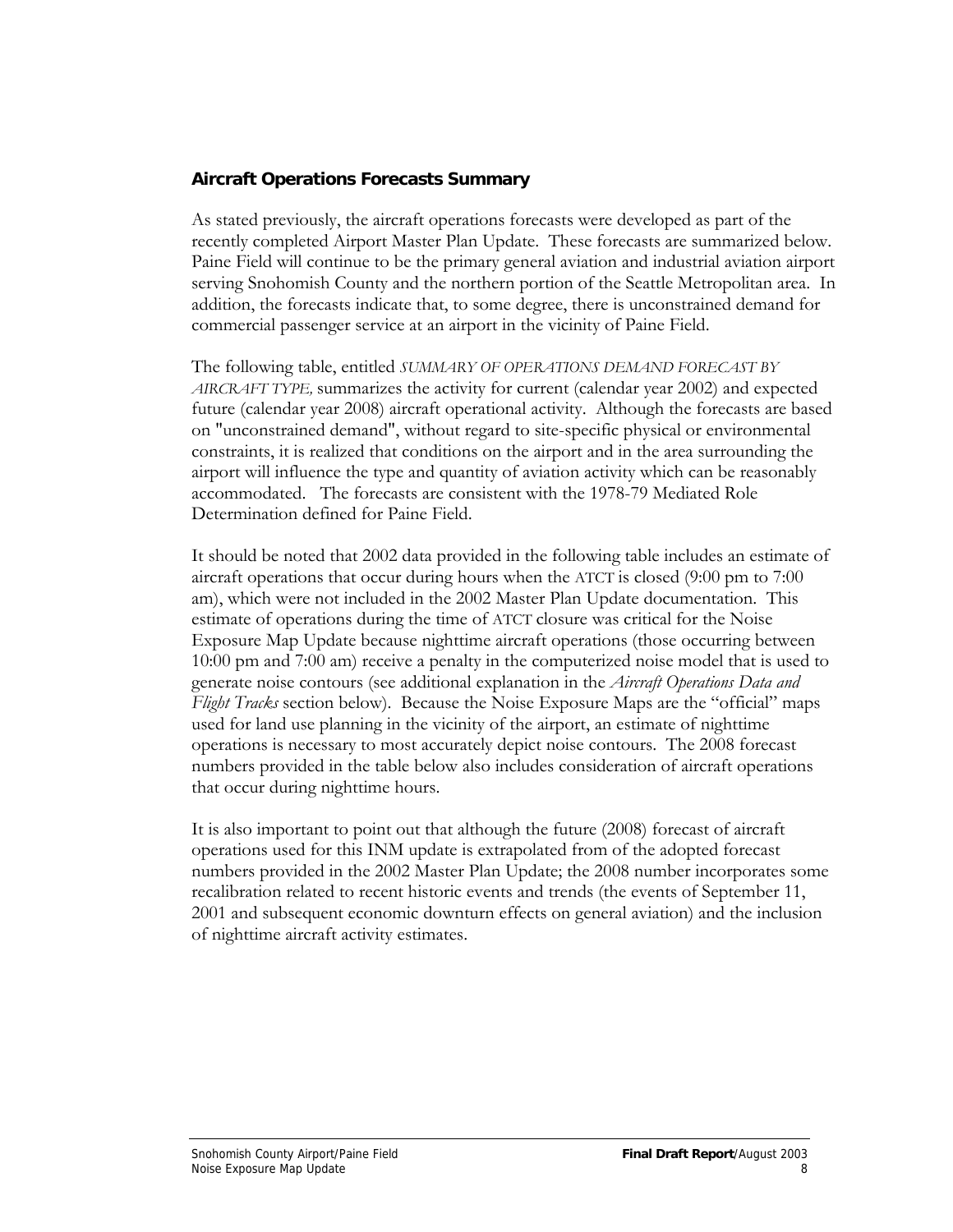### Aircraft Operations Forecasts Summary

As stated previously, the aircraft operations forecasts were developed as part of the recently completed Airport Master Plan Update. These forecasts are summarized below. Paine Field will continue to be the primary general aviation and industrial aviation airport serving Snohomish County and the northern portion of the Seattle Metropolitan area. In addition, the forecasts indicate that, to some degree, there is unconstrained demand for commercial passenger service at an airport in the vicinity of Paine Field.

The following table, entitled *SUMMARY OF OPERATIONS DEMAND FORECAST BY AIRCRAFT TYPE,* summarizes the activity for current (calendar year 2002) and expected future (calendar year 2008) aircraft operational activity. Although the forecasts are based on "unconstrained demand", without regard to site-specific physical or environmental constraints, it is realized that conditions on the airport and in the area surrounding the airport will influence the type and quantity of aviation activity which can be reasonably accommodated. The forecasts are consistent with the 1978-79 Mediated Role Determination defined for Paine Field.

It should be noted that 2002 data provided in the following table includes an estimate of aircraft operations that occur during hours when the ATCT is closed (9:00 pm to 7:00 am), which were not included in the 2002 Master Plan Update documentation. This estimate of operations during the time of ATCT closure was critical for the Noise Exposure Map Update because nighttime aircraft operations (those occurring between 10:00 pm and 7:00 am) receive a penalty in the computerized noise model that is used to generate noise contours (see additional explanation in the *Aircraft Operations Data and Flight Tracks* section below). Because the Noise Exposure Maps are the "official" maps used for land use planning in the vicinity of the airport, an estimate of nighttime operations is necessary to most accurately depict noise contours. The 2008 forecast numbers provided in the table below also includes consideration of aircraft operations that occur during nighttime hours.

It is also important to point out that although the future (2008) forecast of aircraft operations used for this INM update is extrapolated from of the adopted forecast numbers provided in the 2002 Master Plan Update; the 2008 number incorporates some recalibration related to recent historic events and trends (the events of September 11, 2001 and subsequent economic downturn effects on general aviation) and the inclusion of nighttime aircraft activity estimates.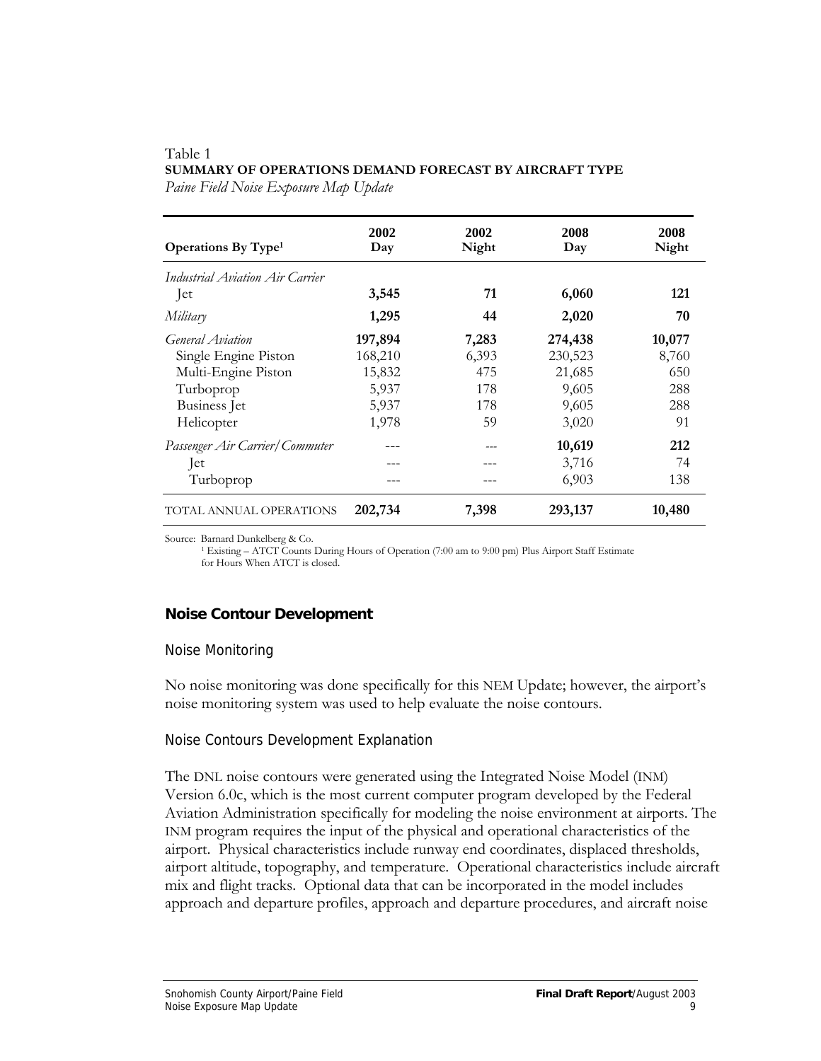Table 1

**SUMMARY OF OPERATIONS DEMAND FORECAST BY AIRCRAFT TYPE**

*Paine Field Noise Exposure Map Update*

| Operations By Type[1] | 2002 Day | 2002 Night | 2008 Day | 2008 Night |
|---|---|---|---|---|
| *Industrial Aviation Air Carrier* | | | | |
| Jet | **3,545** | **71** | **6,060** | **121** |
| *Military* | **1,295** | **44** | **2,020** | **70** |
| *General Aviation* | **197,894** | **7,283** | **274,438** | **10,077** |
| Single Engine Piston | 168,210 | 6,393 | 230,523 | 8,760 |
| Multi-Engine Piston | 15,832 | 475 | 21,685 | 650 |
| Turboprop | 5,937 | 178 | 9,605 | 288 |
| Business Jet | 5,937 | 178 | 9,605 | 288 |
| Helicopter | 1,978 | 59 | 3,020 | 91 |
| *Passenger Air Carrier/Commuter* | --- | --- | **10,619** | **212** |
| Jet | --- | --- | 3,716 | 74 |
| Turboprop | --- | --- | 6,903 | 138 |
| TOTAL ANNUAL OPERATIONS | **202,734** | **7,398** | **293,137** | **10,480** |

Source: Barnard Dunkelberg & Co.

[1] Existing – ATCT Counts During Hours of Operation (7:00 am to 9:00 pm) Plus Airport Staff Estimate for Hours When ATCT is closed.

## Noise Contour Development

### Noise Monitoring

No noise monitoring was done specifically for this NEM Update; however, the airport's noise monitoring system was used to help evaluate the noise contours.

### Noise Contours Development Explanation

The DNL noise contours were generated using the Integrated Noise Model (INM) Version 6.0c, which is the most current computer program developed by the Federal Aviation Administration specifically for modeling the noise environment at airports. The INM program requires the input of the physical and operational characteristics of the airport. Physical characteristics include runway end coordinates, displaced thresholds, airport altitude, topography, and temperature. Operational characteristics include aircraft mix and flight tracks. Optional data that can be incorporated in the model includes approach and departure profiles, approach and departure procedures, and aircraft noise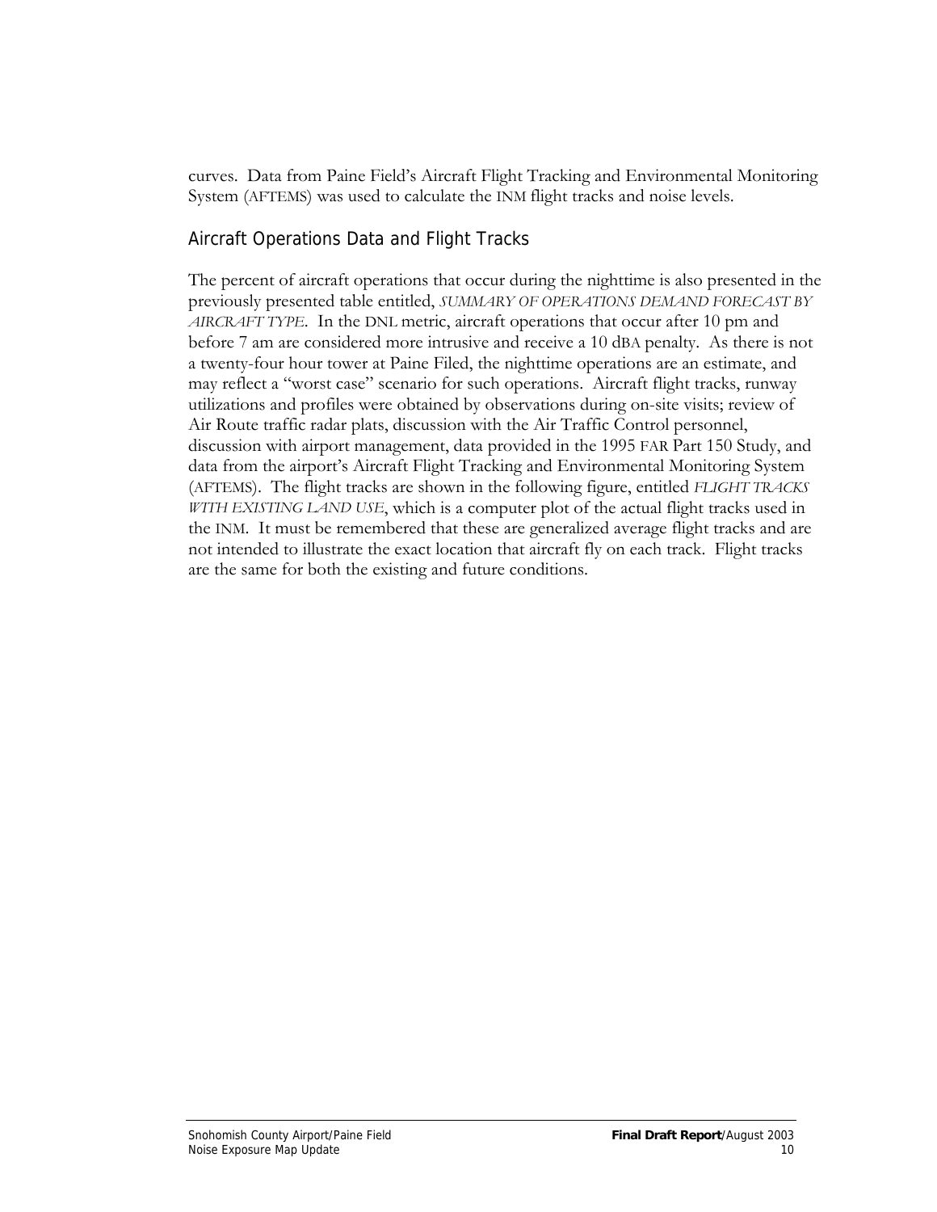curves. Data from Paine Field's Aircraft Flight Tracking and Environmental Monitoring System (AFTEMS) was used to calculate the INM flight tracks and noise levels.

## Aircraft Operations Data and Flight Tracks

The percent of aircraft operations that occur during the nighttime is also presented in the previously presented table entitled, *SUMMARY OF OPERATIONS DEMAND FORECAST BY AIRCRAFT TYPE*. In the DNL metric, aircraft operations that occur after 10 pm and before 7 am are considered more intrusive and receive a 10 dBA penalty. As there is not a twenty-four hour tower at Paine Filed, the nighttime operations are an estimate, and may reflect a "worst case" scenario for such operations. Aircraft flight tracks, runway utilizations and profiles were obtained by observations during on-site visits; review of Air Route traffic radar plats, discussion with the Air Traffic Control personnel, discussion with airport management, data provided in the 1995 FAR Part 150 Study, and data from the airport's Aircraft Flight Tracking and Environmental Monitoring System (AFTEMS). The flight tracks are shown in the following figure, entitled *FLIGHT TRACKS WITH EXISTING LAND USE*, which is a computer plot of the actual flight tracks used in the INM. It must be remembered that these are generalized average flight tracks and are not intended to illustrate the exact location that aircraft fly on each track. Flight tracks are the same for both the existing and future conditions.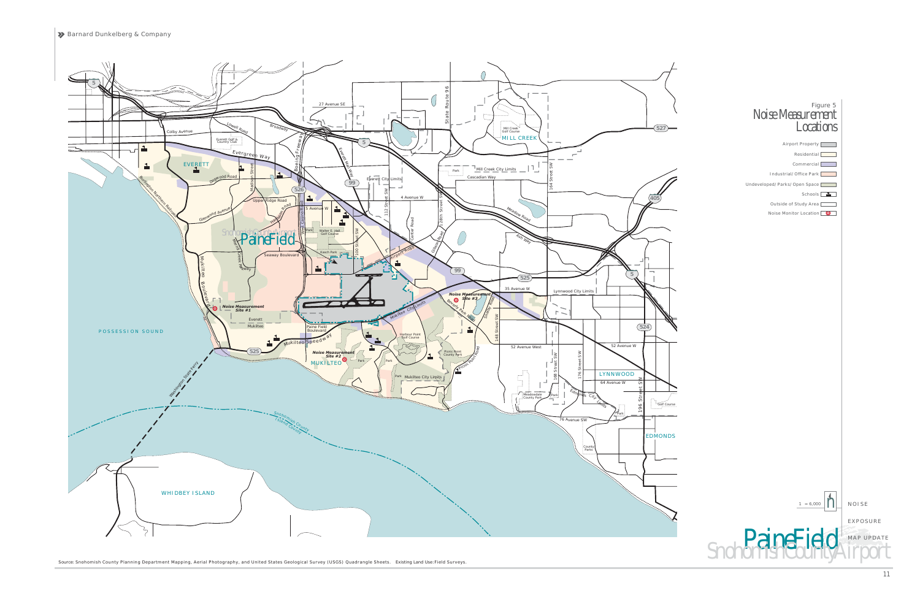# Figure 5
## Noise Measurement Locations

- Airport Property
- Residential
- Commercial
- Industrial/Office Park
- Undeveloped/Parks/Open Space
- Schools
- Outside of Study Area
- Noise Monitor Location

1" = 6,000'

NOISE EXPOSURE MAP UPDATE

Paine Field Snohomish County Airport

Source: Snohomish County Planning Department Mapping, Aerial Photography, and United States Geological Survey (USGS) Quadrangle Sheets. Existing Land Use: Field Surveys.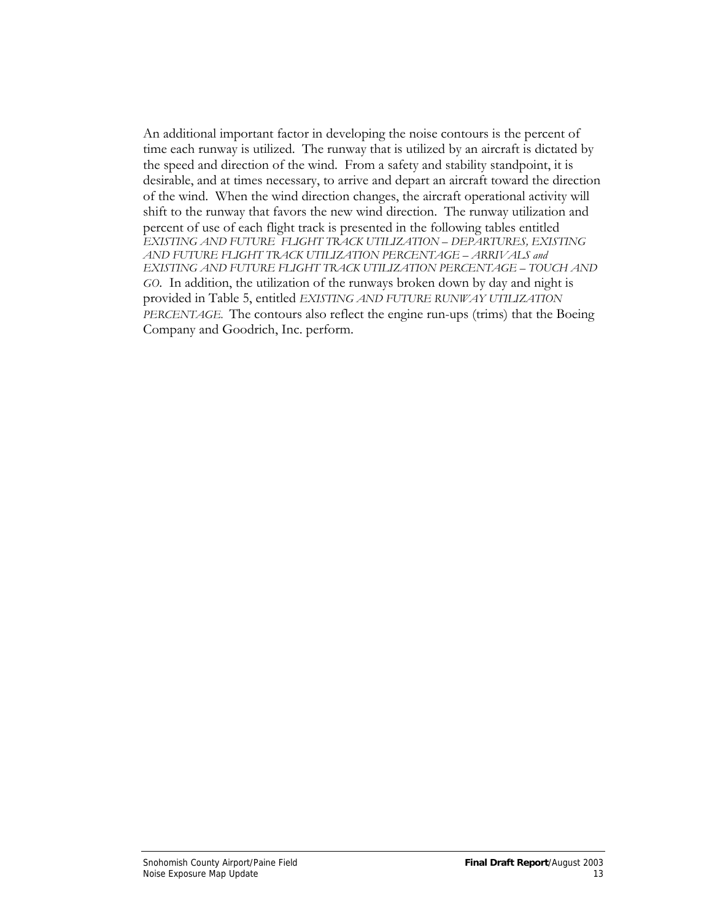An additional important factor in developing the noise contours is the percent of time each runway is utilized. The runway that is utilized by an aircraft is dictated by the speed and direction of the wind. From a safety and stability standpoint, it is desirable, and at times necessary, to arrive and depart an aircraft toward the direction of the wind. When the wind direction changes, the aircraft operational activity will shift to the runway that favors the new wind direction. The runway utilization and percent of use of each flight track is presented in the following tables entitled *EXISTING AND FUTURE FLIGHT TRACK UTILIZATION – DEPARTURES, EXISTING AND FUTURE FLIGHT TRACK UTILIZATION PERCENTAGE – ARRIVALS and EXISTING AND FUTURE FLIGHT TRACK UTILIZATION PERCENTAGE – TOUCH AND GO*. In addition, the utilization of the runways broken down by day and night is provided in Table 5, entitled *EXISTING AND FUTURE RUNWAY UTILIZATION PERCENTAGE.* The contours also reflect the engine run-ups (trims) that the Boeing Company and Goodrich, Inc. perform.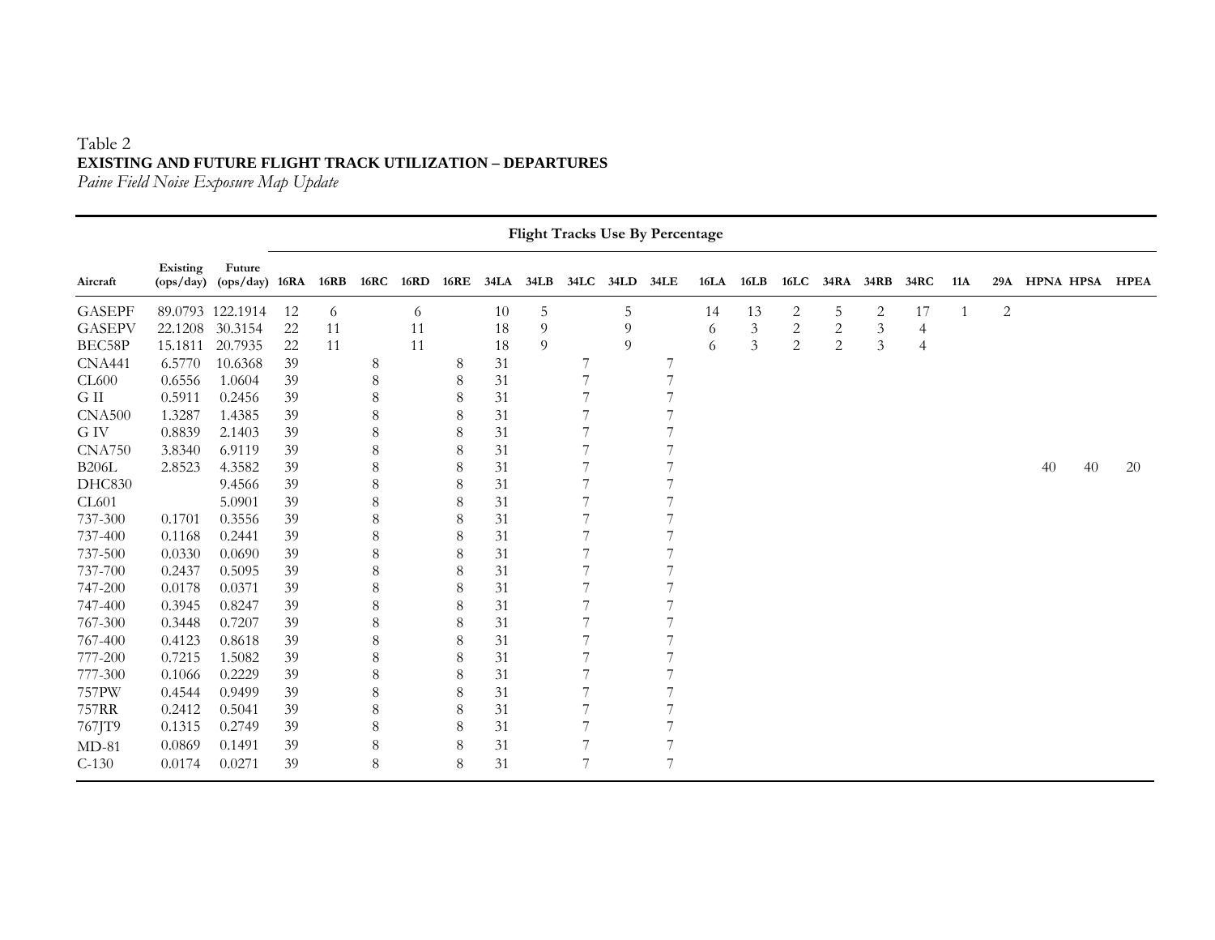Table 2
**EXISTING AND FUTURE FLIGHT TRACK UTILIZATION – DEPARTURES**
*Paine Field Noise Exposure Map Update*

| | | | Flight Tracks Use By Percentage | | | | | | | | | | | | | | | | | | | | |
|---|---|---|---|---|---|---|---|---|---|---|---|---|---|---|---|---|---|---|---|---|---|---|---|
| **Aircraft** | **Existing (ops/day)** | **Future (ops/day)** | **16RA** | **16RB** | **16RC** | **16RD** | **16RE** | **34LA** | **34LB** | **34LC** | **34LD** | **34LE** | **16LA** | **16LB** | **16LC** | **34RA** | **34RB** | **34RC** | **11A** | **29A** | **HPNA** | **HPSA** | **HPEA** |
| GASEPF | 89.0793 | 122.1914 | 12 | 6 | | 6 | | 10 | 5 | | 5 | | 14 | 13 | 2 | 5 | 2 | 17 | 1 | 2 | | | |
| GASEPV | 22.1208 | 30.3154 | 22 | 11 | | 11 | | 18 | 9 | | 9 | | 6 | 3 | 2 | 2 | 3 | 4 | | | | | |
| BEC58P | 15.1811 | 20.7935 | 22 | 11 | | 11 | | 18 | 9 | | 9 | | 6 | 3 | 2 | 2 | 3 | 4 | | | | | |
| CNA441 | 6.5770 | 10.6368 | 39 | | 8 | | 8 | 31 | | 7 | | 7 | | | | | | | | | | | |
| CL600 | 0.6556 | 1.0604 | 39 | | 8 | | 8 | 31 | | 7 | | 7 | | | | | | | | | | | |
| G II | 0.5911 | 0.2456 | 39 | | 8 | | 8 | 31 | | 7 | | 7 | | | | | | | | | | | |
| CNA500 | 1.3287 | 1.4385 | 39 | | 8 | | 8 | 31 | | 7 | | 7 | | | | | | | | | | | |
| G IV | 0.8839 | 2.1403 | 39 | | 8 | | 8 | 31 | | 7 | | 7 | | | | | | | | | | | |
| CNA750 | 3.8340 | 6.9119 | 39 | | 8 | | 8 | 31 | | 7 | | 7 | | | | | | | | | | | |
| B206L | 2.8523 | 4.3582 | 39 | | 8 | | 8 | 31 | | 7 | | 7 | | | | | | | | | 40 | 40 | 20 |
| DHC830 | | 9.4566 | 39 | | 8 | | 8 | 31 | | 7 | | 7 | | | | | | | | | | | |
| CL601 | | 5.0901 | 39 | | 8 | | 8 | 31 | | 7 | | 7 | | | | | | | | | | | |
| 737-300 | 0.1701 | 0.3556 | 39 | | 8 | | 8 | 31 | | 7 | | 7 | | | | | | | | | | | |
| 737-400 | 0.1168 | 0.2441 | 39 | | 8 | | 8 | 31 | | 7 | | 7 | | | | | | | | | | | |
| 737-500 | 0.0330 | 0.0690 | 39 | | 8 | | 8 | 31 | | 7 | | 7 | | | | | | | | | | | |
| 737-700 | 0.2437 | 0.5095 | 39 | | 8 | | 8 | 31 | | 7 | | 7 | | | | | | | | | | | |
| 747-200 | 0.0178 | 0.0371 | 39 | | 8 | | 8 | 31 | | 7 | | 7 | | | | | | | | | | | |
| 747-400 | 0.3945 | 0.8247 | 39 | | 8 | | 8 | 31 | | 7 | | 7 | | | | | | | | | | | |
| 767-300 | 0.3448 | 0.7207 | 39 | | 8 | | 8 | 31 | | 7 | | 7 | | | | | | | | | | | |
| 767-400 | 0.4123 | 0.8618 | 39 | | 8 | | 8 | 31 | | 7 | | 7 | | | | | | | | | | | |
| 777-200 | 0.7215 | 1.5082 | 39 | | 8 | | 8 | 31 | | 7 | | 7 | | | | | | | | | | | |
| 777-300 | 0.1066 | 0.2229 | 39 | | 8 | | 8 | 31 | | 7 | | 7 | | | | | | | | | | | |
| 757PW | 0.4544 | 0.9499 | 39 | | 8 | | 8 | 31 | | 7 | | 7 | | | | | | | | | | | |
| 757RR | 0.2412 | 0.5041 | 39 | | 8 | | 8 | 31 | | 7 | | 7 | | | | | | | | | | | |
| 767JT9 | 0.1315 | 0.2749 | 39 | | 8 | | 8 | 31 | | 7 | | 7 | | | | | | | | | | | |
| MD-81 | 0.0869 | 0.1491 | 39 | | 8 | | 8 | 31 | | 7 | | 7 | | | | | | | | | | | |
| C-130 | 0.0174 | 0.0271 | 39 | | 8 | | 8 | 31 | | 7 | | 7 | | | | | | | | | | | |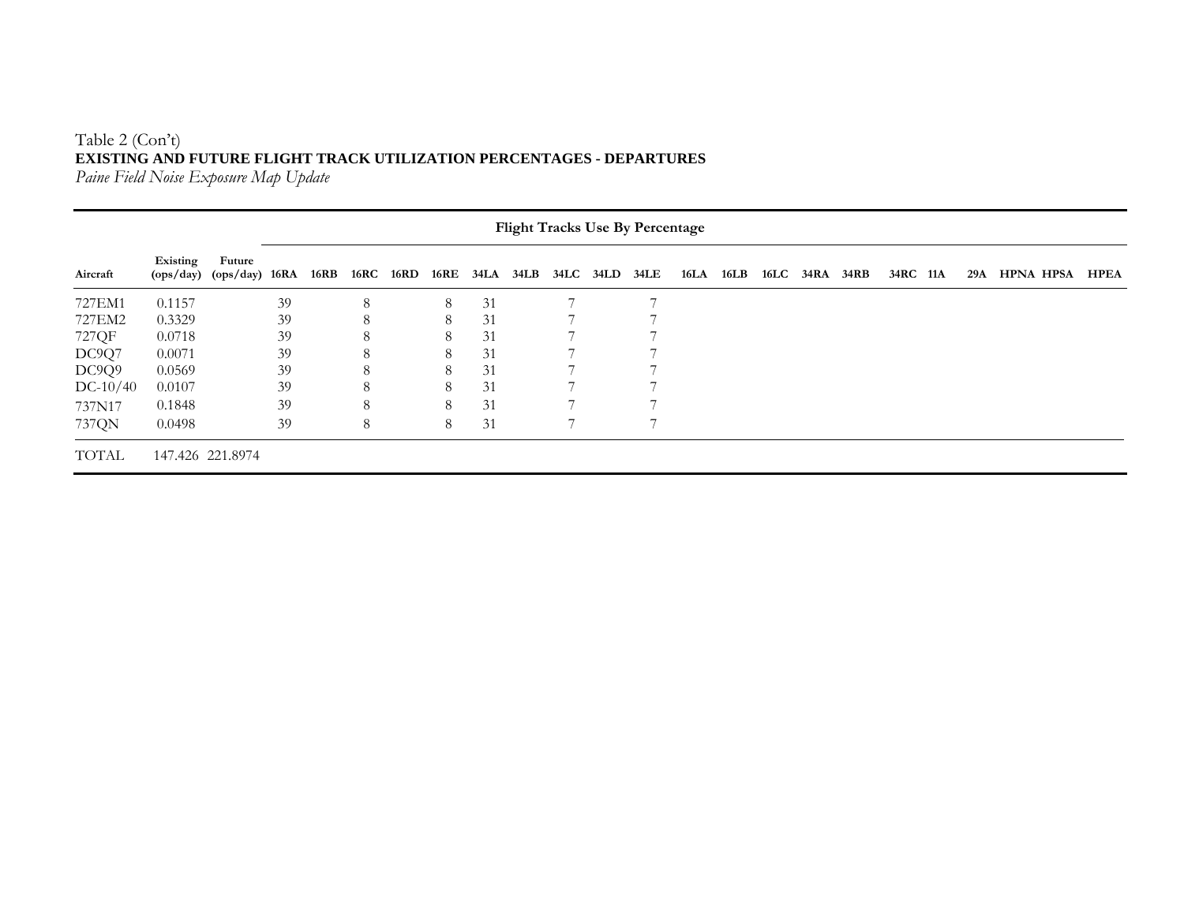Table 2 (Con't)
**EXISTING AND FUTURE FLIGHT TRACK UTILIZATION PERCENTAGES - DEPARTURES**
*Paine Field Noise Exposure Map Update*

| | | | Flight Tracks Use By Percentage | | | | | | | | | | | | | | | | | | | | | | |
|---|---|---|---|---|---|---|---|---|---|---|---|---|---|---|---|---|---|---|---|---|---|---|---|---|---|
| **Aircraft** | **Existing (ops/day)** | **Future (ops/day)** | **16RA** | **16RB** | **16RC** | **16RD** | **16RE** | **34LA** | **34LB** | **34LC** | **34LD** | **34LE** | **16LA** | **16LB** | **16LC** | **34RA** | **34RB** | **34RC** | **11A** | **29A** | **HPNA** | **HPSA** | **HPEA** | | |
| 727EM1 | 0.1157 | | 39 | | 8 | | 8 | 31 | | 7 | | 7 | | | | | | | | | | | | | |
| 727EM2 | 0.3329 | | 39 | | 8 | | 8 | 31 | | 7 | | 7 | | | | | | | | | | | | | |
| 727QF | 0.0718 | | 39 | | 8 | | 8 | 31 | | 7 | | 7 | | | | | | | | | | | | | |
| DC9Q7 | 0.0071 | | 39 | | 8 | | 8 | 31 | | 7 | | 7 | | | | | | | | | | | | | |
| DC9Q9 | 0.0569 | | 39 | | 8 | | 8 | 31 | | 7 | | 7 | | | | | | | | | | | | | |
| DC-10/40 | 0.0107 | | 39 | | 8 | | 8 | 31 | | 7 | | 7 | | | | | | | | | | | | | |
| 737N17 | 0.1848 | | 39 | | 8 | | 8 | 31 | | 7 | | 7 | | | | | | | | | | | | | |
| 737QN | 0.0498 | | 39 | | 8 | | 8 | 31 | | 7 | | 7 | | | | | | | | | | | | | |
| TOTAL | 147.426 | 221.8974 | | | | | | | | | | | | | | | | | | | | | | | |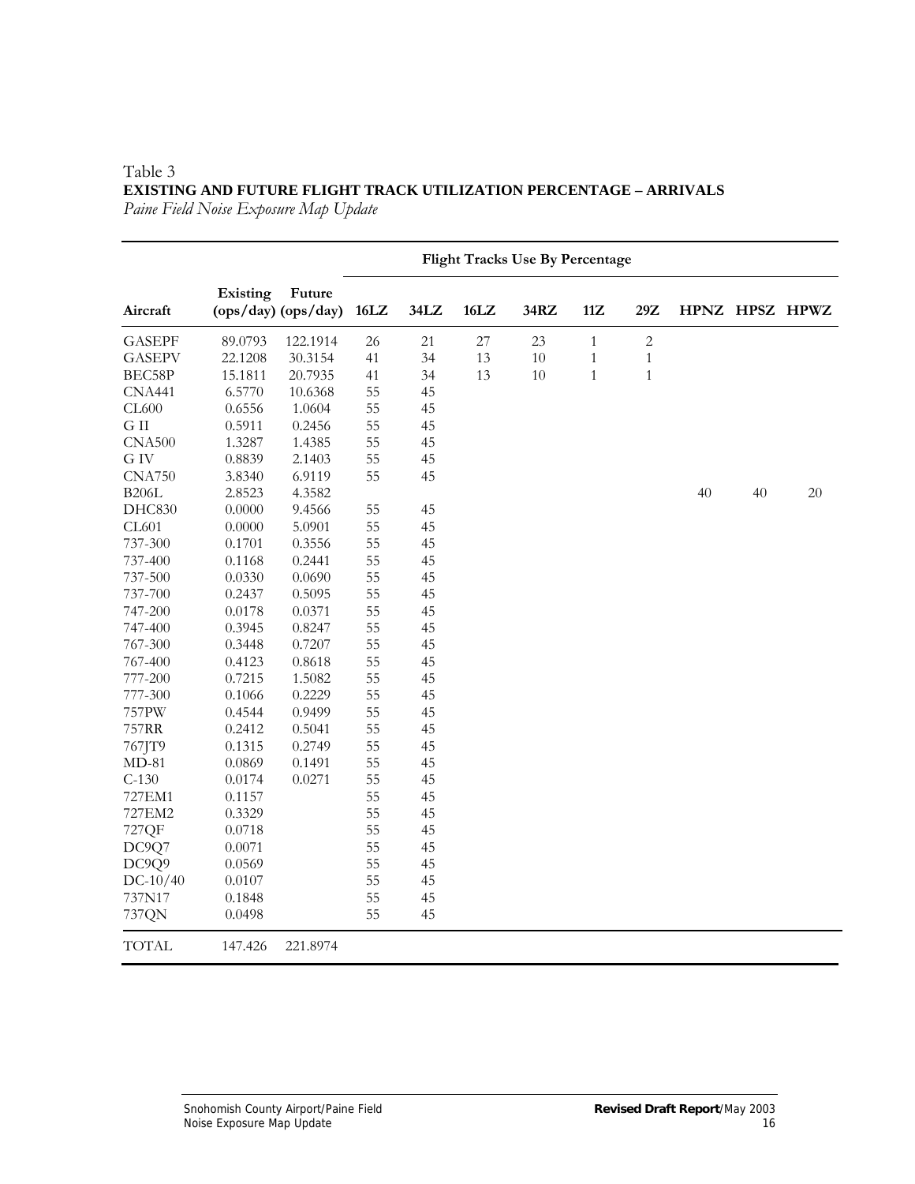Table 3
**EXISTING AND FUTURE FLIGHT TRACK UTILIZATION PERCENTAGE – ARRIVALS**
*Paine Field Noise Exposure Map Update*

| | | | Flight Tracks Use By Percentage | | | | | | | | |
|---|---|---|---|---|---|---|---|---|---|---|---|
| **Aircraft** | **Existing (ops/day)** | **Future (ops/day)** | **16LZ** | **34LZ** | **16LZ** | **34RZ** | **11Z** | **29Z** | **HPNZ** | **HPSZ** | **HPWZ** |
| GASEPF | 89.0793 | 122.1914 | 26 | 21 | 27 | 23 | 1 | 2 | | | |
| GASEPV | 22.1208 | 30.3154 | 41 | 34 | 13 | 10 | 1 | 1 | | | |
| BEC58P | 15.1811 | 20.7935 | 41 | 34 | 13 | 10 | 1 | 1 | | | |
| CNA441 | 6.5770 | 10.6368 | 55 | 45 | | | | | | | |
| CL600 | 0.6556 | 1.0604 | 55 | 45 | | | | | | | |
| G II | 0.5911 | 0.2456 | 55 | 45 | | | | | | | |
| CNA500 | 1.3287 | 1.4385 | 55 | 45 | | | | | | | |
| G IV | 0.8839 | 2.1403 | 55 | 45 | | | | | | | |
| CNA750 | 3.8340 | 6.9119 | 55 | 45 | | | | | | | |
| B206L | 2.8523 | 4.3582 | | | | | | | 40 | 40 | 20 |
| DHC830 | 0.0000 | 9.4566 | 55 | 45 | | | | | | | |
| CL601 | 0.0000 | 5.0901 | 55 | 45 | | | | | | | |
| 737-300 | 0.1701 | 0.3556 | 55 | 45 | | | | | | | |
| 737-400 | 0.1168 | 0.2441 | 55 | 45 | | | | | | | |
| 737-500 | 0.0330 | 0.0690 | 55 | 45 | | | | | | | |
| 737-700 | 0.2437 | 0.5095 | 55 | 45 | | | | | | | |
| 747-200 | 0.0178 | 0.0371 | 55 | 45 | | | | | | | |
| 747-400 | 0.3945 | 0.8247 | 55 | 45 | | | | | | | |
| 767-300 | 0.3448 | 0.7207 | 55 | 45 | | | | | | | |
| 767-400 | 0.4123 | 0.8618 | 55 | 45 | | | | | | | |
| 777-200 | 0.7215 | 1.5082 | 55 | 45 | | | | | | | |
| 777-300 | 0.1066 | 0.2229 | 55 | 45 | | | | | | | |
| 757PW | 0.4544 | 0.9499 | 55 | 45 | | | | | | | |
| 757RR | 0.2412 | 0.5041 | 55 | 45 | | | | | | | |
| 767JT9 | 0.1315 | 0.2749 | 55 | 45 | | | | | | | |
| MD-81 | 0.0869 | 0.1491 | 55 | 45 | | | | | | | |
| C-130 | 0.0174 | 0.0271 | 55 | 45 | | | | | | | |
| 727EM1 | 0.1157 | | 55 | 45 | | | | | | | |
| 727EM2 | 0.3329 | | 55 | 45 | | | | | | | |
| 727QF | 0.0718 | | 55 | 45 | | | | | | | |
| DC9Q7 | 0.0071 | | 55 | 45 | | | | | | | |
| DC9Q9 | 0.0569 | | 55 | 45 | | | | | | | |
| DC-10/40 | 0.0107 | | 55 | 45 | | | | | | | |
| 737N17 | 0.1848 | | 55 | 45 | | | | | | | |
| 737QN | 0.0498 | | 55 | 45 | | | | | | | |
| TOTAL | 147.426 | 221.8974 | | | | | | | | | |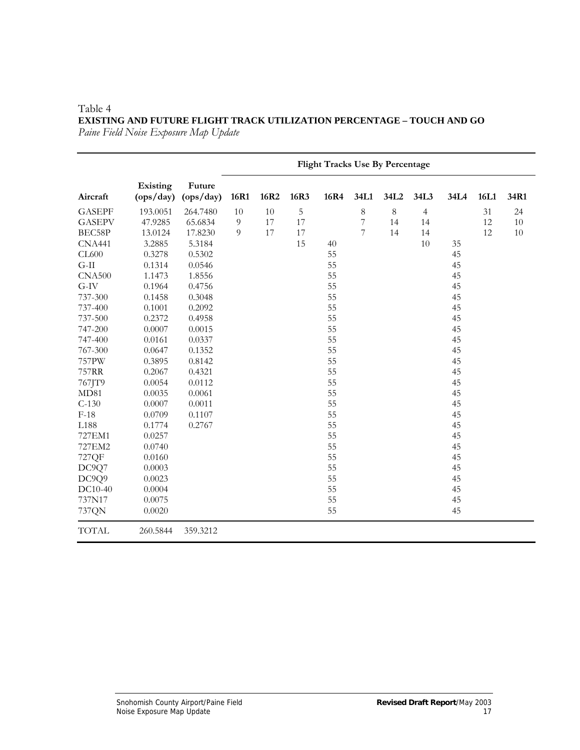Table 4
**EXISTING AND FUTURE FLIGHT TRACK UTILIZATION PERCENTAGE – TOUCH AND GO**
*Paine Field Noise Exposure Map Update*

| | | | Flight Tracks Use By Percentage | | | | | | | | | |
|---|---|---|---|---|---|---|---|---|---|---|---|---|
| **Aircraft** | **Existing (ops/day)** | **Future (ops/day)** | **16R1** | **16R2** | **16R3** | **16R4** | **34L1** | **34L2** | **34L3** | **34L4** | **16L1** | **34R1** |
| GASEPF | 193.0051 | 264.7480 | 10 | 10 | 5 | | 8 | 8 | 4 | | 31 | 24 |
| GASEPV | 47.9285 | 65.6834 | 9 | 17 | 17 | | 7 | 14 | 14 | | 12 | 10 |
| BEC58P | 13.0124 | 17.8230 | 9 | 17 | 17 | | 7 | 14 | 14 | | 12 | 10 |
| CNA441 | 3.2885 | 5.3184 | | | 15 | 40 | | | 10 | 35 | | |
| CL600 | 0.3278 | 0.5302 | | | | 55 | | | | 45 | | |
| G-II | 0.1314 | 0.0546 | | | | 55 | | | | 45 | | |
| CNA500 | 1.1473 | 1.8556 | | | | 55 | | | | 45 | | |
| G-IV | 0.1964 | 0.4756 | | | | 55 | | | | 45 | | |
| 737-300 | 0.1458 | 0.3048 | | | | 55 | | | | 45 | | |
| 737-400 | 0.1001 | 0.2092 | | | | 55 | | | | 45 | | |
| 737-500 | 0.2372 | 0.4958 | | | | 55 | | | | 45 | | |
| 747-200 | 0.0007 | 0.0015 | | | | 55 | | | | 45 | | |
| 747-400 | 0.0161 | 0.0337 | | | | 55 | | | | 45 | | |
| 767-300 | 0.0647 | 0.1352 | | | | 55 | | | | 45 | | |
| 757PW | 0.3895 | 0.8142 | | | | 55 | | | | 45 | | |
| 757RR | 0.2067 | 0.4321 | | | | 55 | | | | 45 | | |
| 767JT9 | 0.0054 | 0.0112 | | | | 55 | | | | 45 | | |
| MD81 | 0.0035 | 0.0061 | | | | 55 | | | | 45 | | |
| C-130 | 0.0007 | 0.0011 | | | | 55 | | | | 45 | | |
| F-18 | 0.0709 | 0.1107 | | | | 55 | | | | 45 | | |
| L188 | 0.1774 | 0.2767 | | | | 55 | | | | 45 | | |
| 727EM1 | 0.0257 | | | | | 55 | | | | 45 | | |
| 727EM2 | 0.0740 | | | | | 55 | | | | 45 | | |
| 727QF | 0.0160 | | | | | 55 | | | | 45 | | |
| DC9Q7 | 0.0003 | | | | | 55 | | | | 45 | | |
| DC9Q9 | 0.0023 | | | | | 55 | | | | 45 | | |
| DC10-40 | 0.0004 | | | | | 55 | | | | 45 | | |
| 737N17 | 0.0075 | | | | | 55 | | | | 45 | | |
| 737QN | 0.0020 | | | | | 55 | | | | 45 | | |
| TOTAL | 260.5844 | 359.3212 | | | | | | | | | | |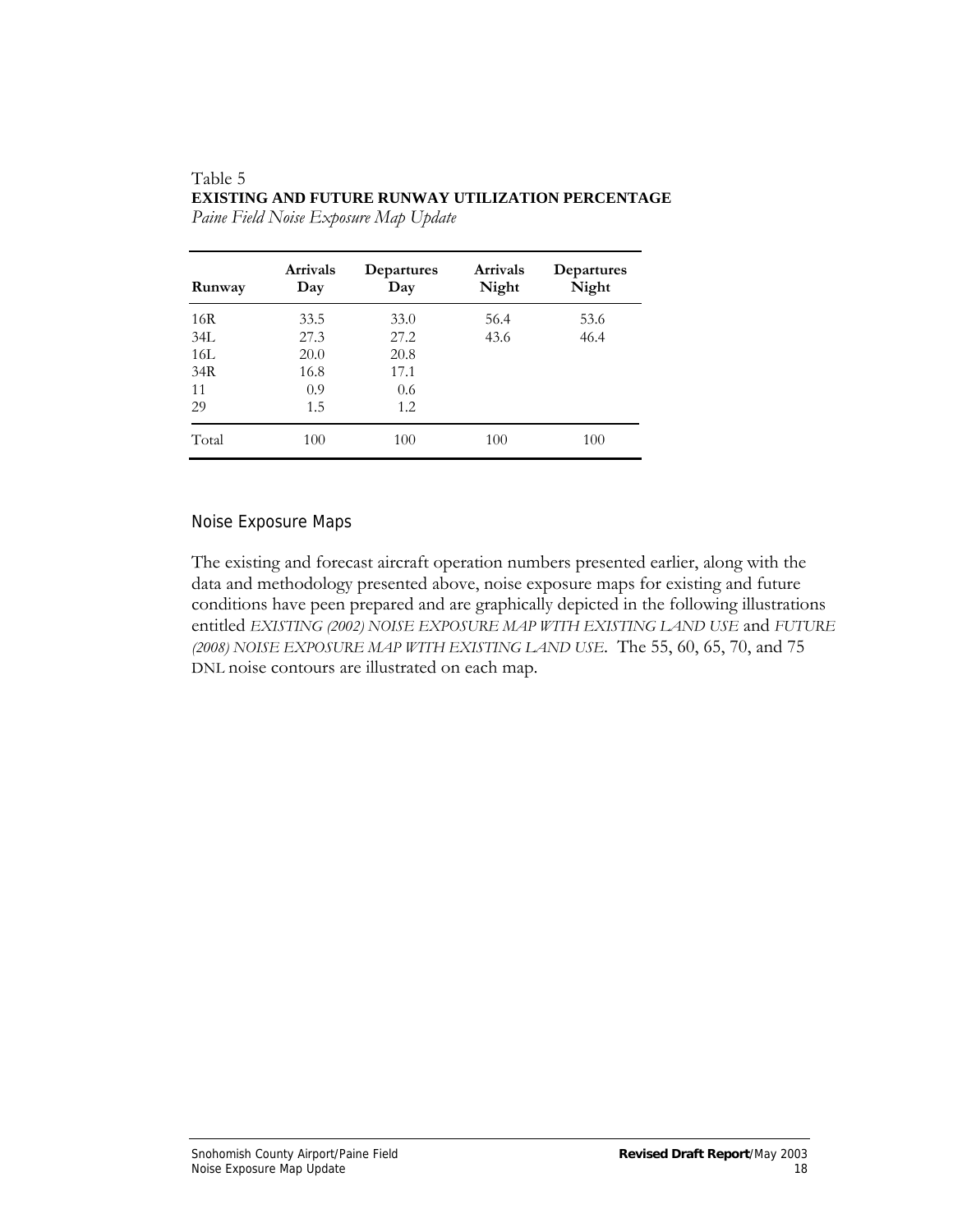Table 5
**EXISTING AND FUTURE RUNWAY UTILIZATION PERCENTAGE**
*Paine Field Noise Exposure Map Update*

| Runway | Arrivals Day | Departures Day | Arrivals Night | Departures Night |
|---|---|---|---|---|
| 16R | 33.5 | 33.0 | 56.4 | 53.6 |
| 34L | 27.3 | 27.2 | 43.6 | 46.4 |
| 16L | 20.0 | 20.8 | | |
| 34R | 16.8 | 17.1 | | |
| 11 | 0.9 | 0.6 | | |
| 29 | 1.5 | 1.2 | | |
| Total | 100 | 100 | 100 | 100 |

## Noise Exposure Maps

The existing and forecast aircraft operation numbers presented earlier, along with the data and methodology presented above, noise exposure maps for existing and future conditions have peen prepared and are graphically depicted in the following illustrations entitled *EXISTING (2002) NOISE EXPOSURE MAP WITH EXISTING LAND USE* and *FUTURE (2008) NOISE EXPOSURE MAP WITH EXISTING LAND USE*. The 55, 60, 65, 70, and 75 DNL noise contours are illustrated on each map.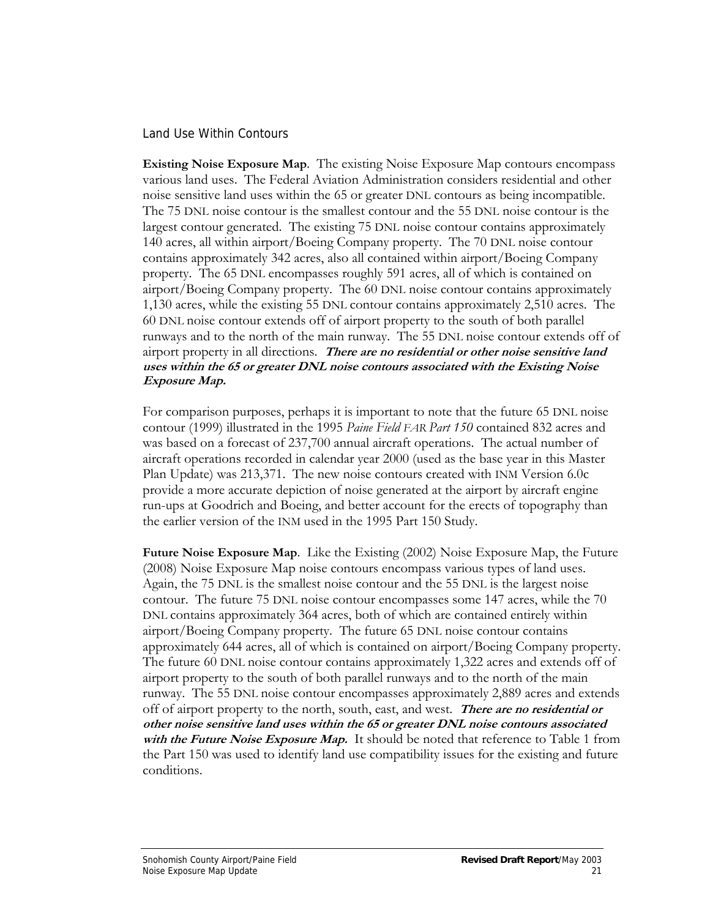### Land Use Within Contours

**Existing Noise Exposure Map**. The existing Noise Exposure Map contours encompass various land uses. The Federal Aviation Administration considers residential and other noise sensitive land uses within the 65 or greater DNL contours as being incompatible. The 75 DNL noise contour is the smallest contour and the 55 DNL noise contour is the largest contour generated. The existing 75 DNL noise contour contains approximately 140 acres, all within airport/Boeing Company property. The 70 DNL noise contour contains approximately 342 acres, also all contained within airport/Boeing Company property. The 65 DNL encompasses roughly 591 acres, all of which is contained on airport/Boeing Company property. The 60 DNL noise contour contains approximately 1,130 acres, while the existing 55 DNL contour contains approximately 2,510 acres. The 60 DNL noise contour extends off of airport property to the south of both parallel runways and to the north of the main runway. The 55 DNL noise contour extends off of airport property in all directions. ***There are no residential or other noise sensitive land uses within the 65 or greater DNL noise contours associated with the Existing Noise Exposure Map.***

For comparison purposes, perhaps it is important to note that the future 65 DNL noise contour (1999) illustrated in the 1995 *Paine Field FAR Part 150* contained 832 acres and was based on a forecast of 237,700 annual aircraft operations. The actual number of aircraft operations recorded in calendar year 2000 (used as the base year in this Master Plan Update) was 213,371. The new noise contours created with INM Version 6.0c provide a more accurate depiction of noise generated at the airport by aircraft engine run-ups at Goodrich and Boeing, and better account for the erects of topography than the earlier version of the INM used in the 1995 Part 150 Study.

**Future Noise Exposure Map**. Like the Existing (2002) Noise Exposure Map, the Future (2008) Noise Exposure Map noise contours encompass various types of land uses. Again, the 75 DNL is the smallest noise contour and the 55 DNL is the largest noise contour. The future 75 DNL noise contour encompasses some 147 acres, while the 70 DNL contains approximately 364 acres, both of which are contained entirely within airport/Boeing Company property. The future 65 DNL noise contour contains approximately 644 acres, all of which is contained on airport/Boeing Company property. The future 60 DNL noise contour contains approximately 1,322 acres and extends off of airport property to the south of both parallel runways and to the north of the main runway. The 55 DNL noise contour encompasses approximately 2,889 acres and extends off of airport property to the north, south, east, and west. ***There are no residential or other noise sensitive land uses within the 65 or greater DNL noise contours associated with the Future Noise Exposure Map.*** It should be noted that reference to Table 1 from the Part 150 was used to identify land use compatibility issues for the existing and future conditions.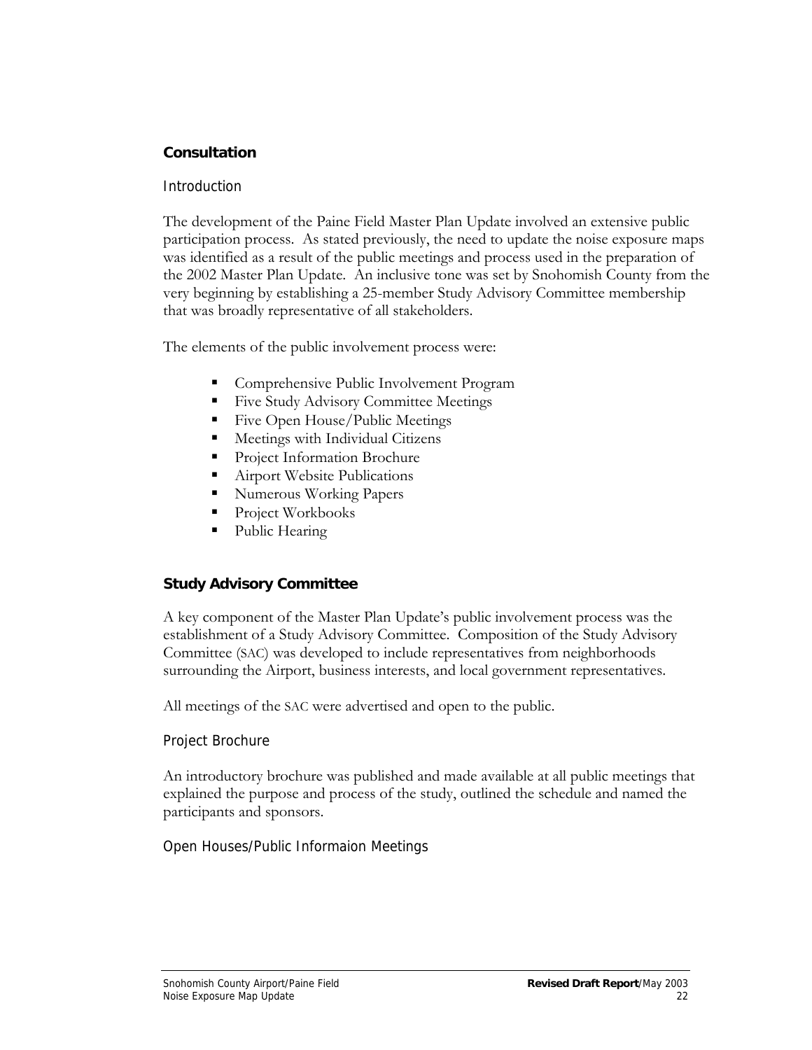## Consultation

### Introduction

The development of the Paine Field Master Plan Update involved an extensive public participation process. As stated previously, the need to update the noise exposure maps was identified as a result of the public meetings and process used in the preparation of the 2002 Master Plan Update. An inclusive tone was set by Snohomish County from the very beginning by establishing a 25-member Study Advisory Committee membership that was broadly representative of all stakeholders.

The elements of the public involvement process were:

- Comprehensive Public Involvement Program
- Five Study Advisory Committee Meetings
- Five Open House/Public Meetings
- Meetings with Individual Citizens
- Project Information Brochure
- Airport Website Publications
- Numerous Working Papers
- Project Workbooks
- Public Hearing

## Study Advisory Committee

A key component of the Master Plan Update's public involvement process was the establishment of a Study Advisory Committee. Composition of the Study Advisory Committee (SAC) was developed to include representatives from neighborhoods surrounding the Airport, business interests, and local government representatives.

All meetings of the SAC were advertised and open to the public.

### Project Brochure

An introductory brochure was published and made available at all public meetings that explained the purpose and process of the study, outlined the schedule and named the participants and sponsors.

### Open Houses/Public Informaion Meetings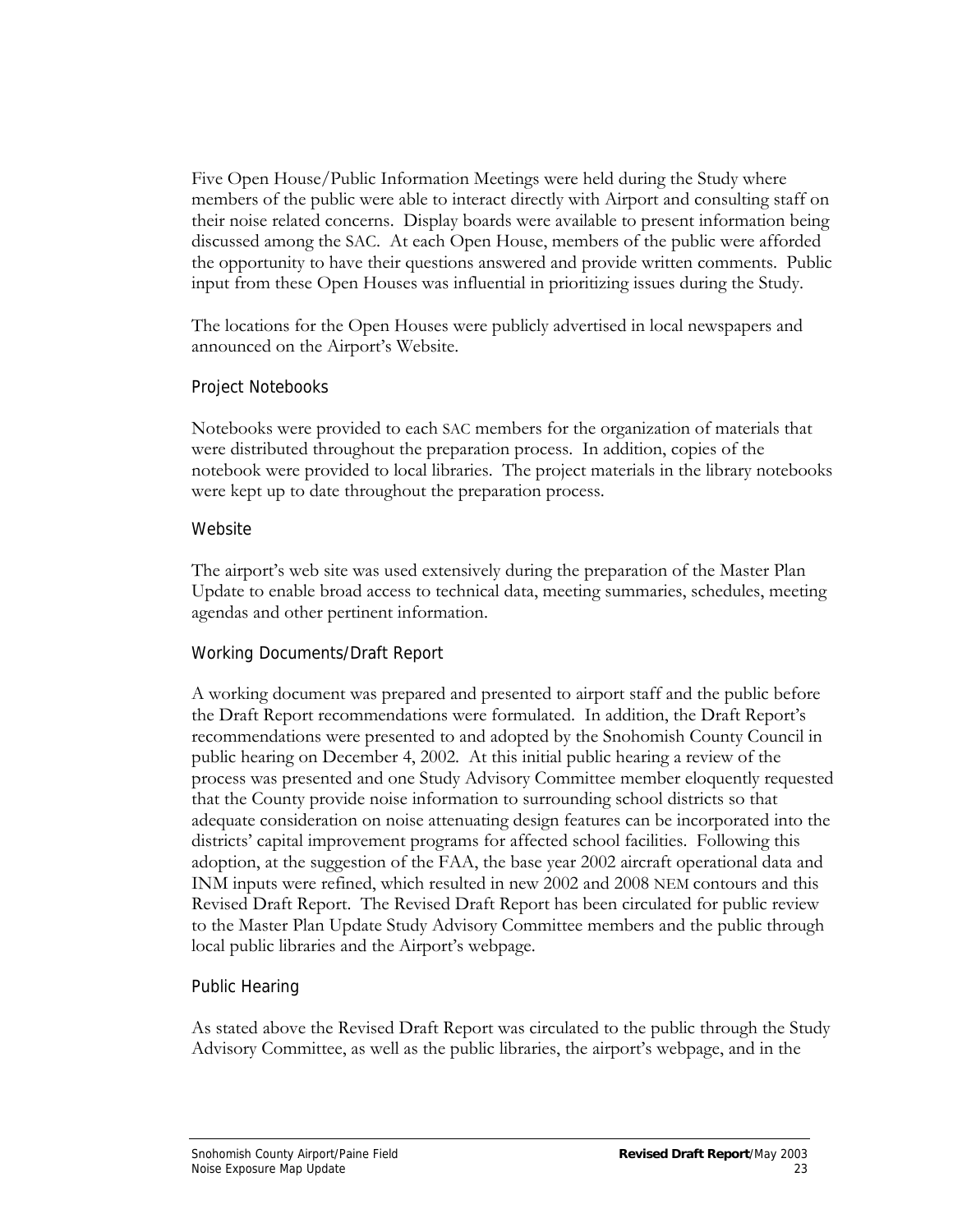Five Open House/Public Information Meetings were held during the Study where members of the public were able to interact directly with Airport and consulting staff on their noise related concerns. Display boards were available to present information being discussed among the SAC. At each Open House, members of the public were afforded the opportunity to have their questions answered and provide written comments. Public input from these Open Houses was influential in prioritizing issues during the Study.

The locations for the Open Houses were publicly advertised in local newspapers and announced on the Airport's Website.

### Project Notebooks

Notebooks were provided to each SAC members for the organization of materials that were distributed throughout the preparation process. In addition, copies of the notebook were provided to local libraries. The project materials in the library notebooks were kept up to date throughout the preparation process.

### Website

The airport's web site was used extensively during the preparation of the Master Plan Update to enable broad access to technical data, meeting summaries, schedules, meeting agendas and other pertinent information.

### Working Documents/Draft Report

A working document was prepared and presented to airport staff and the public before the Draft Report recommendations were formulated. In addition, the Draft Report's recommendations were presented to and adopted by the Snohomish County Council in public hearing on December 4, 2002. At this initial public hearing a review of the process was presented and one Study Advisory Committee member eloquently requested that the County provide noise information to surrounding school districts so that adequate consideration on noise attenuating design features can be incorporated into the districts' capital improvement programs for affected school facilities. Following this adoption, at the suggestion of the FAA, the base year 2002 aircraft operational data and INM inputs were refined, which resulted in new 2002 and 2008 NEM contours and this Revised Draft Report. The Revised Draft Report has been circulated for public review to the Master Plan Update Study Advisory Committee members and the public through local public libraries and the Airport's webpage.

### Public Hearing

As stated above the Revised Draft Report was circulated to the public through the Study Advisory Committee, as well as the public libraries, the airport's webpage, and in the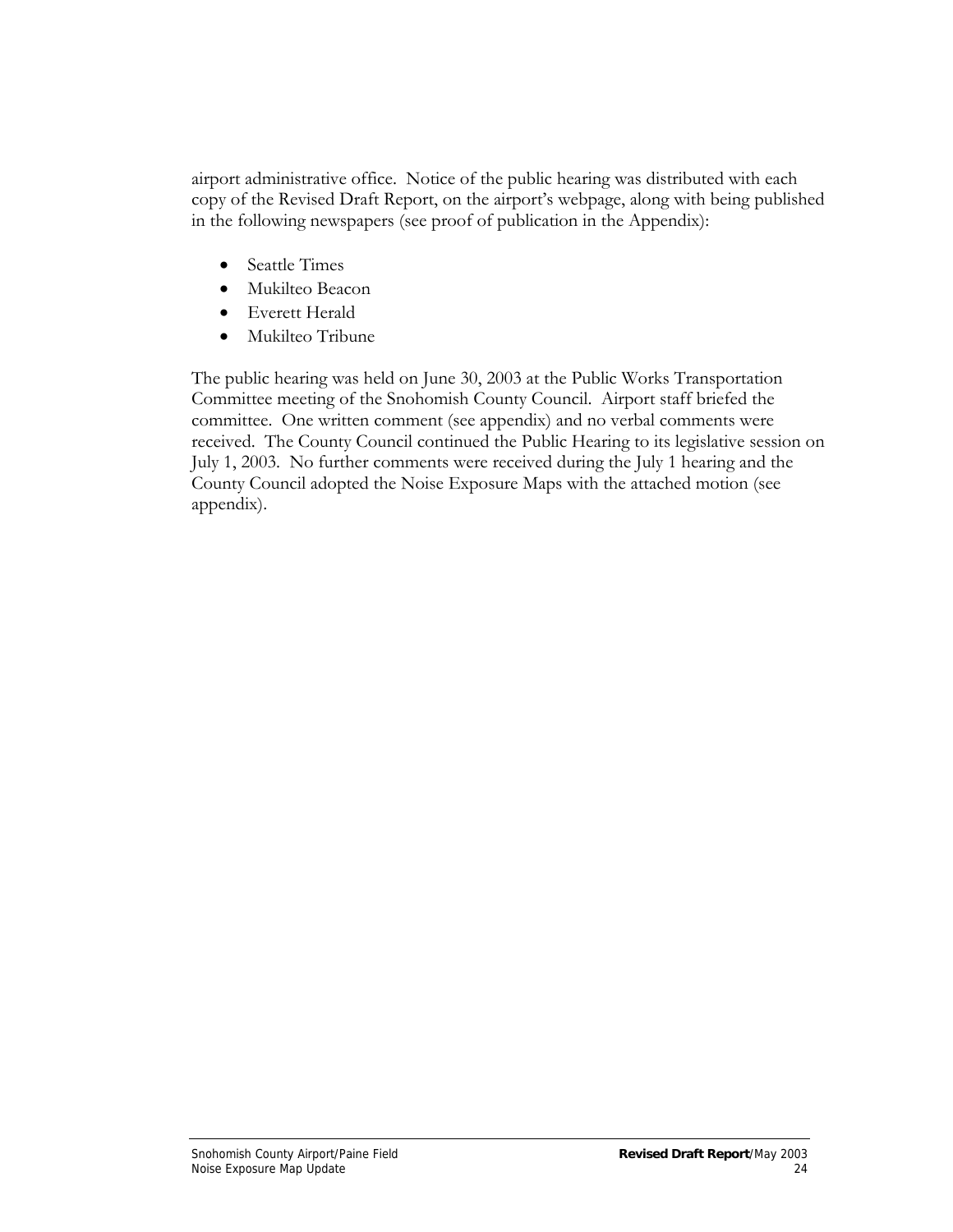airport administrative office. Notice of the public hearing was distributed with each copy of the Revised Draft Report, on the airport's webpage, along with being published in the following newspapers (see proof of publication in the Appendix):

- Seattle Times
- Mukilteo Beacon
- Everett Herald
- Mukilteo Tribune

The public hearing was held on June 30, 2003 at the Public Works Transportation Committee meeting of the Snohomish County Council. Airport staff briefed the committee. One written comment (see appendix) and no verbal comments were received. The County Council continued the Public Hearing to its legislative session on July 1, 2003. No further comments were received during the July 1 hearing and the County Council adopted the Noise Exposure Maps with the attached motion (see appendix).